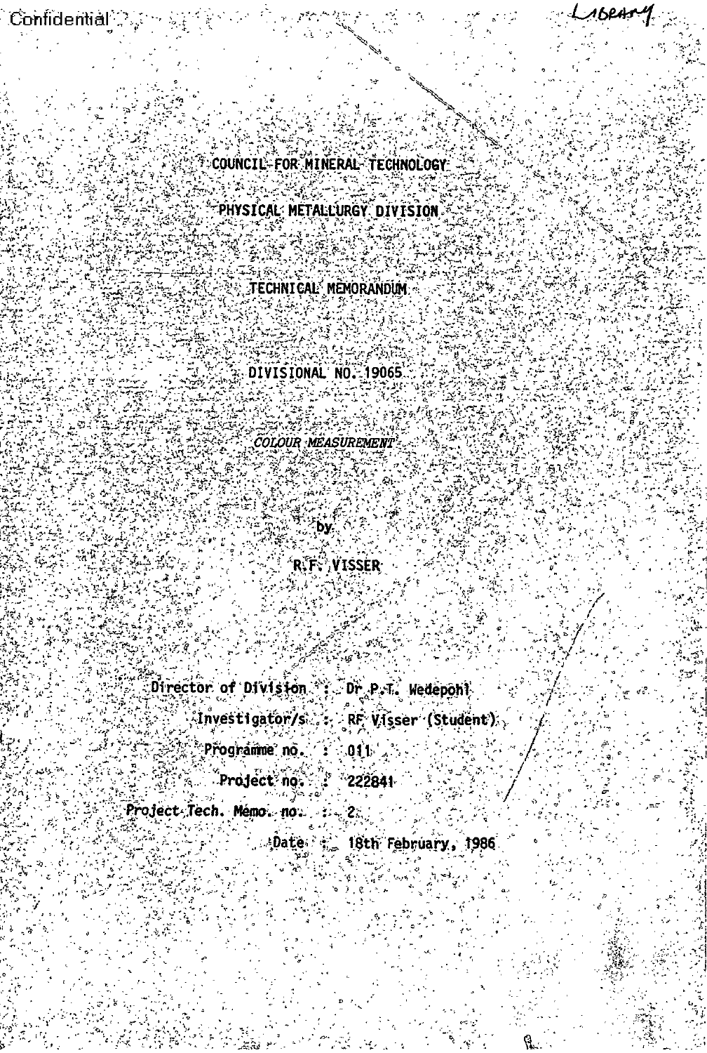Confidential

Library

# COUNCIL FOR MINERAL TECHNOLOGY

## PHYSICAL METALLURGY DIVISION

## TECHNICAL MEMORANDUM

DIVISIONAL NO. 19065

*COLOUR MEASUREMENT*

by

R.F. VISSER

Director of Division : Dr P.T. Wedepohl

Investigator/s : RF Visser (Student)

Programme no. : 011

Project no. : 222841

Project Tech. Memo. no. : 2

Date : 18th February, 1986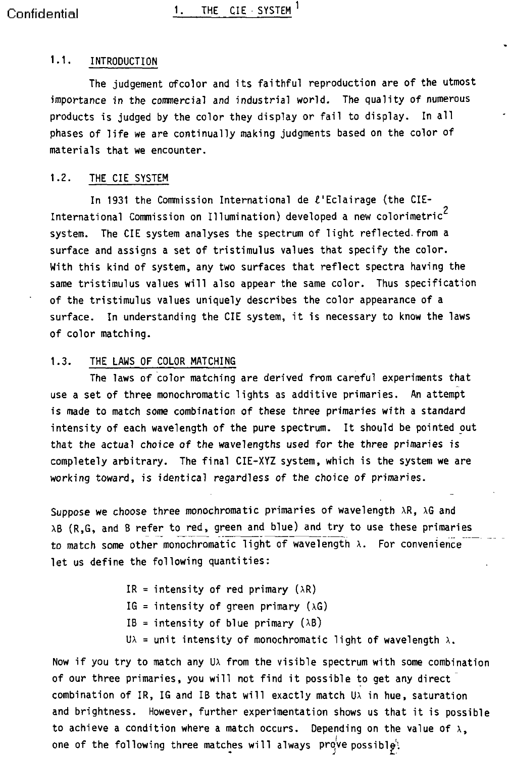# 1. THE CIE SYSTEM [1]

## 1.1. INTRODUCTION

The judgement ofcolor and its faithful reproduction are of the utmost importance in the commercial and industrial world. The quality of numerous products is judged by the color they display or fail to display. In all phases of life we are continually making judgments based on the color of materials that we encounter.

## 1.2. THE CIE SYSTEM

In 1931 the Commission International de l'Eclairage (the CIE-International Commission on Illumination) developed a new colorimetric[2] system. The CIE system analyses the spectrum of light reflected from a surface and assigns a set of tristimulus values that specify the color. With this kind of system, any two surfaces that reflect spectra having the same tristimulus values will also appear the same color. Thus specification of the tristimulus values uniquely describes the color appearance of a surface. In understanding the CIE system, it is necessary to know the laws of color matching.

## 1.3. THE LAWS OF COLOR MATCHING

The laws of color matching are derived from careful experiments that use a set of three monochromatic lights as additive primaries. An attempt is made to match some combination of these three primaries with a standard intensity of each wavelength of the pure spectrum. It should be pointed out that the actual choice of the wavelengths used for the three primaries is completely arbitrary. The final CIE-XYZ system, which is the system we are working toward, is identical regardless of the choice of primaries.

Suppose we choose three monochromatic primaries of wavelength $\lambda R$, $\lambda G$ and $\lambda B$ (R,G, and B refer to red, green and blue) and try to use these primaries to match some other monochromatic light of wavelength $\lambda$. For convenience let us define the following quantities:

- $IR$ = intensity of red primary ($\lambda R$)
- $IG$ = intensity of green primary ($\lambda G$)
- $IB$ = intensity of blue primary ($\lambda B$)
- $U\lambda$ = unit intensity of monochromatic light of wavelength $\lambda$.

Now if you try to match any $U\lambda$ from the visible spectrum with some combination of our three primaries, you will not find it possible to get any direct combination of $IR$, $IG$ and $IB$ that will exactly match $U\lambda$ in hue, saturation and brightness. However, further experimentation shows us that it is possible to achieve a condition where a match occurs. Depending on the value of $\lambda$, one of the following three matches will always prove possible: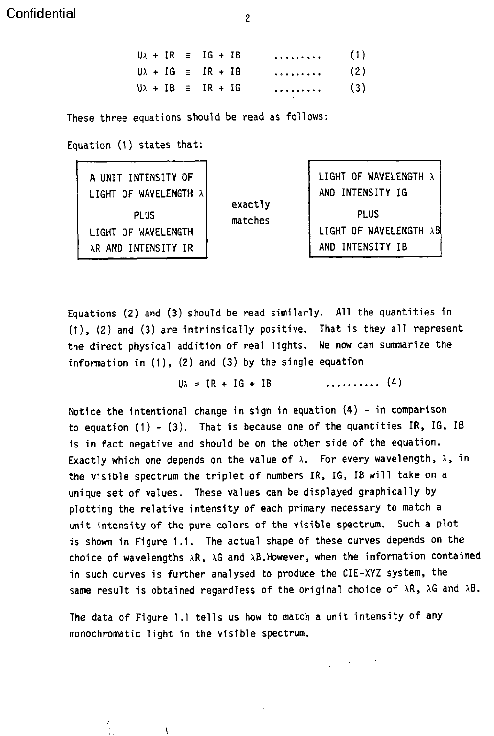$$U\lambda + IR \equiv IG + IB \quad \ldots\ldots\ldots \quad (1)$$

$$U\lambda + IG \equiv IR + IB \quad \ldots\ldots\ldots \quad (2)$$

$$U\lambda + IB \equiv IR + IG \quad \ldots\ldots\ldots \quad (3)$$

These three equations should be read as follows:

Equation (1) states that:

| A UNIT INTENSITY OF LIGHT OF WAVELENGTH $\lambda$ PLUS LIGHT OF WAVELENGTH $\lambda R$ AND INTENSITY IR | exactly matches | LIGHT OF WAVELENGTH $\lambda$ AND INTENSITY IG PLUS LIGHT OF WAVELENGTH $\lambda B$ AND INTENSITY IB |
|---|---|---|

Equations (2) and (3) should be read similarly. All the quantities in (1), (2) and (3) are intrinsically positive. That is they all represent the direct physical addition of real lights. We now can summarize the information in (1), (2) and (3) by the single equation

$$U\lambda = IR + IG + IB \quad \ldots\ldots\ldots\ldots \quad (4)$$

Notice the intentional change in sign in equation (4) - in comparison to equation (1) - (3). That is because one of the quantities IR, IG, IB is in fact negative and should be on the other side of the equation. Exactly which one depends on the value of $\lambda$. For every wavelength, $\lambda$, in the visible spectrum the triplet of numbers IR, IG, IB will take on a unique set of values. These values can be displayed graphically by plotting the relative intensity of each primary necessary to match a unit intensity of the pure colors of the visible spectrum. Such a plot is shown in Figure 1.1. The actual shape of these curves depends on the choice of wavelengths $\lambda R$, $\lambda G$ and $\lambda B$.However, when the information contained in such curves is further analysed to produce the CIE-XYZ system, the same result is obtained regardless of the original choice of $\lambda R$, $\lambda G$ and $\lambda B$.

The data of Figure 1.1 tells us how to match a unit intensity of any monochromatic light in the visible spectrum.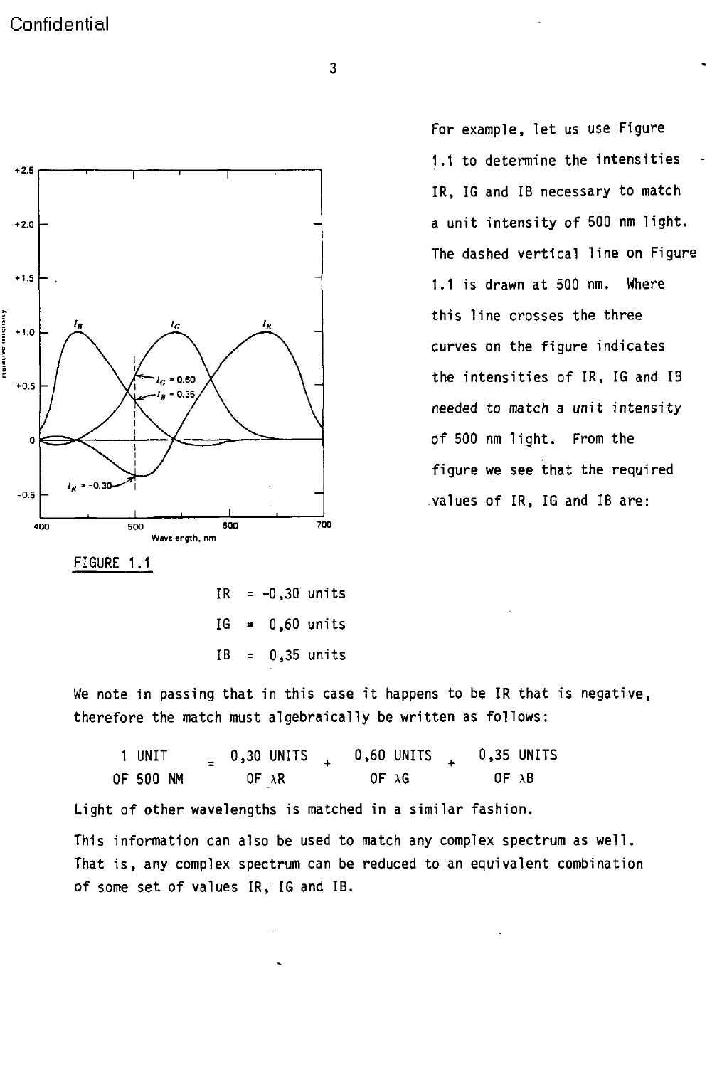For example, let us use Figure 1.1 to determine the intensities IR, IG and IB necessary to match a unit intensity of 500 nm light. The dashed vertical line on Figure 1.1 is drawn at 500 nm. Where this line crosses the three curves on the figure indicates the intensities of IR, IG and IB needed to match a unit intensity of 500 nm light. From the figure we see that the required values of IR, IG and IB are:

FIGURE 1.1

IR = -0,30 units

IG = 0,60 units

IB = 0,35 units

We note in passing that in this case it happens to be IR that is negative, therefore the match must algebraically be written as follows:

$$\frac{1 \text{ UNIT}}{\text{OF } 500 \text{ NM}} = \frac{0{,}30 \text{ UNITS}}{\text{OF } \lambda R} + \frac{0{,}60 \text{ UNITS}}{\text{OF } \lambda G} + \frac{0{,}35 \text{ UNITS}}{\text{OF } \lambda B}$$

Light of other wavelengths is matched in a similar fashion.

This information can also be used to match any complex spectrum as well. That is, any complex spectrum can be reduced to an equivalent combination of some set of values IR, IG and IB.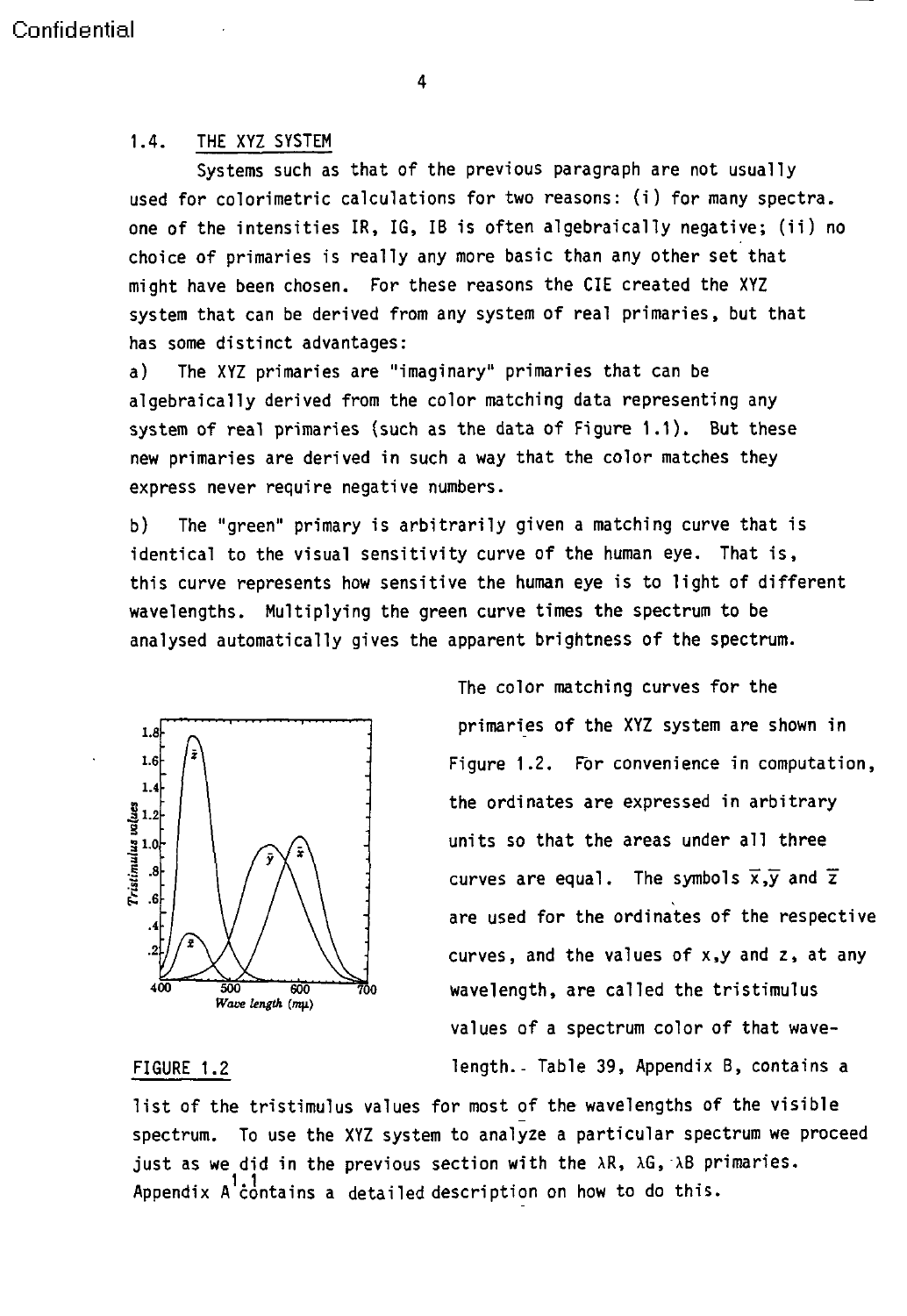Confidential

## 1.4. THE XYZ SYSTEM

Systems such as that of the previous paragraph are not usually used for colorimetric calculations for two reasons: (i) for many spectra. one of the intensities IR, IG, IB is often algebraically negative; (ii) no choice of primaries is really any more basic than any other set that might have been chosen. For these reasons the CIE created the XYZ system that can be derived from any system of real primaries, but that has some distinct advantages:

a) The XYZ primaries are "imaginary" primaries that can be algebraically derived from the color matching data representing any system of real primaries (such as the data of Figure 1.1). But these new primaries are derived in such a way that the color matches they express never require negative numbers.

b) The "green" primary is arbitrarily given a matching curve that is identical to the visual sensitivity curve of the human eye. That is, this curve represents how sensitive the human eye is to light of different wavelengths. Multiplying the green curve times the spectrum to be analysed automatically gives the apparent brightness of the spectrum.

FIGURE 1.2

The color matching curves for the primaries of the XYZ system are shown in Figure 1.2. For convenience in computation, the ordinates are expressed in arbitrary units so that the areas under all three curves are equal. The symbols $\bar{x}, \bar{y}$ and $\bar{z}$ are used for the ordinates of the respective curves, and the values of x,y and z, at any wavelength, are called the tristimulus values of a spectrum color of that wavelength. Table 39, Appendix B, contains a list of the tristimulus values for most of the wavelengths of the visible spectrum. To use the XYZ system to analyze a particular spectrum we proceed just as we did in the previous section with the λR, λG, λB primaries. Appendix A 1.1 contains a detailed description on how to do this.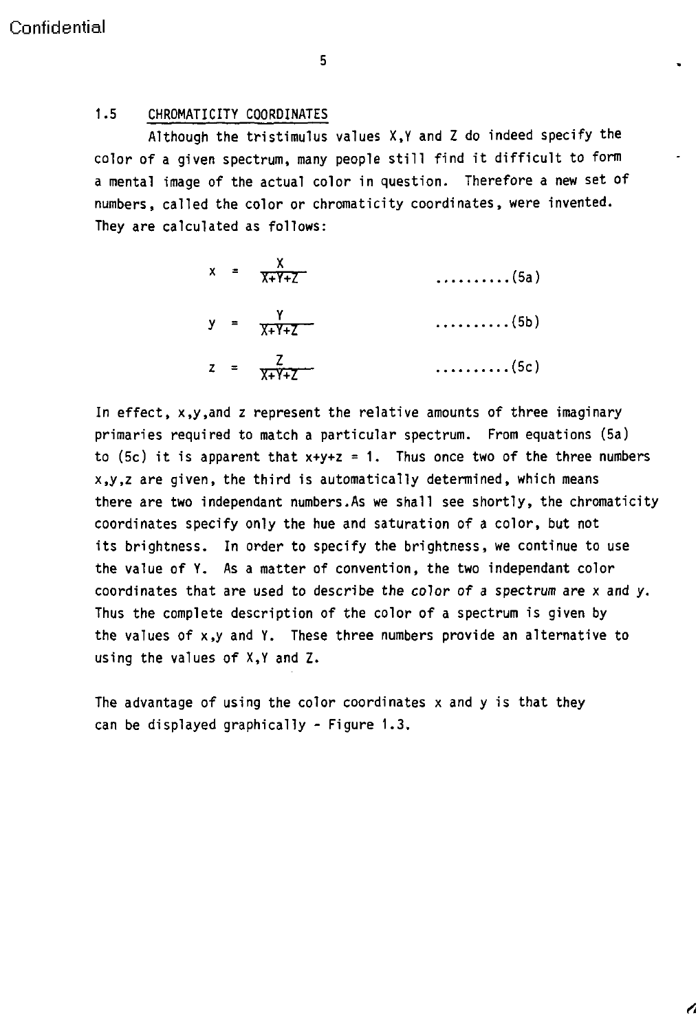## 1.5 CHROMATICITY COORDINATES

Although the tristimulus values X,Y and Z do indeed specify the color of a given spectrum, many people still find it difficult to form a mental image of the actual color in question. Therefore a new set of numbers, called the color or chromaticity coordinates, were invented. They are calculated as follows:

$$x = \frac{X}{X+Y+Z} \qquad \text{..........(5a)}$$

$$y = \frac{Y}{X+Y+Z} \qquad \text{..........(5b)}$$

$$z = \frac{Z}{X+Y+Z} \qquad \text{..........(5c)}$$

In effect, x,y,and z represent the relative amounts of three imaginary primaries required to match a particular spectrum. From equations (5a) to (5c) it is apparent that $x+y+z = 1$. Thus once two of the three numbers x,y,z are given, the third is automatically determined, which means there are two independant numbers.As we shall see shortly, the chromaticity coordinates specify only the hue and saturation of a color, but not its brightness. In order to specify the brightness, we continue to use the value of Y. As a matter of convention, the two independant color coordinates that are used to describe the color of a spectrum are x and y. Thus the complete description of the color of a spectrum is given by the values of x,y and Y. These three numbers provide an alternative to using the values of X,Y and Z.

The advantage of using the color coordinates x and y is that they can be displayed graphically - Figure 1.3.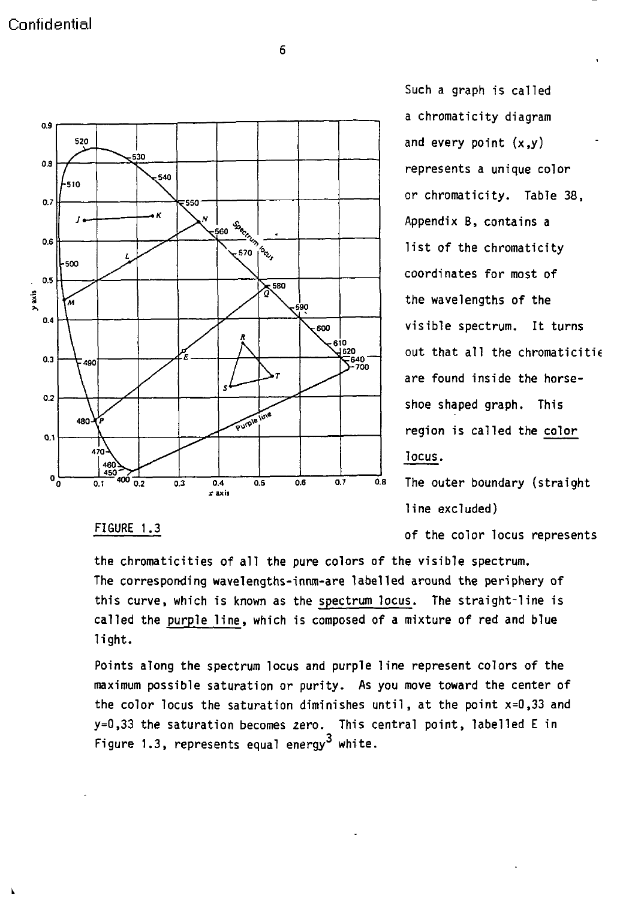Such a graph is called a chromaticity diagram and every point (x,y) represents a unique color or chromaticity. Table 38, Appendix B, contains a list of the chromaticity coordinates for most of the wavelengths of the visible spectrum. It turns out that all the chromaticitie are found inside the horse-shoe shaped graph. This region is called the <u>color locus</u>.

FIGURE 1.3

The outer boundary (straight line excluded) of the color locus represents the chromaticities of all the pure colors of the visible spectrum. The corresponding wavelengths-innm-are labelled around the periphery of this curve, which is known as the <u>spectrum locus</u>. The straight-line is called the <u>purple line</u>, which is composed of a mixture of red and blue light.

Points along the spectrum locus and purple line represent colors of the maximum possible saturation or purity. As you move toward the center of the color locus the saturation diminishes until, at the point x=0,33 and y=0,33 the saturation becomes zero. This central point, labelled E in Figure 1.3, represents equal energy[3] white.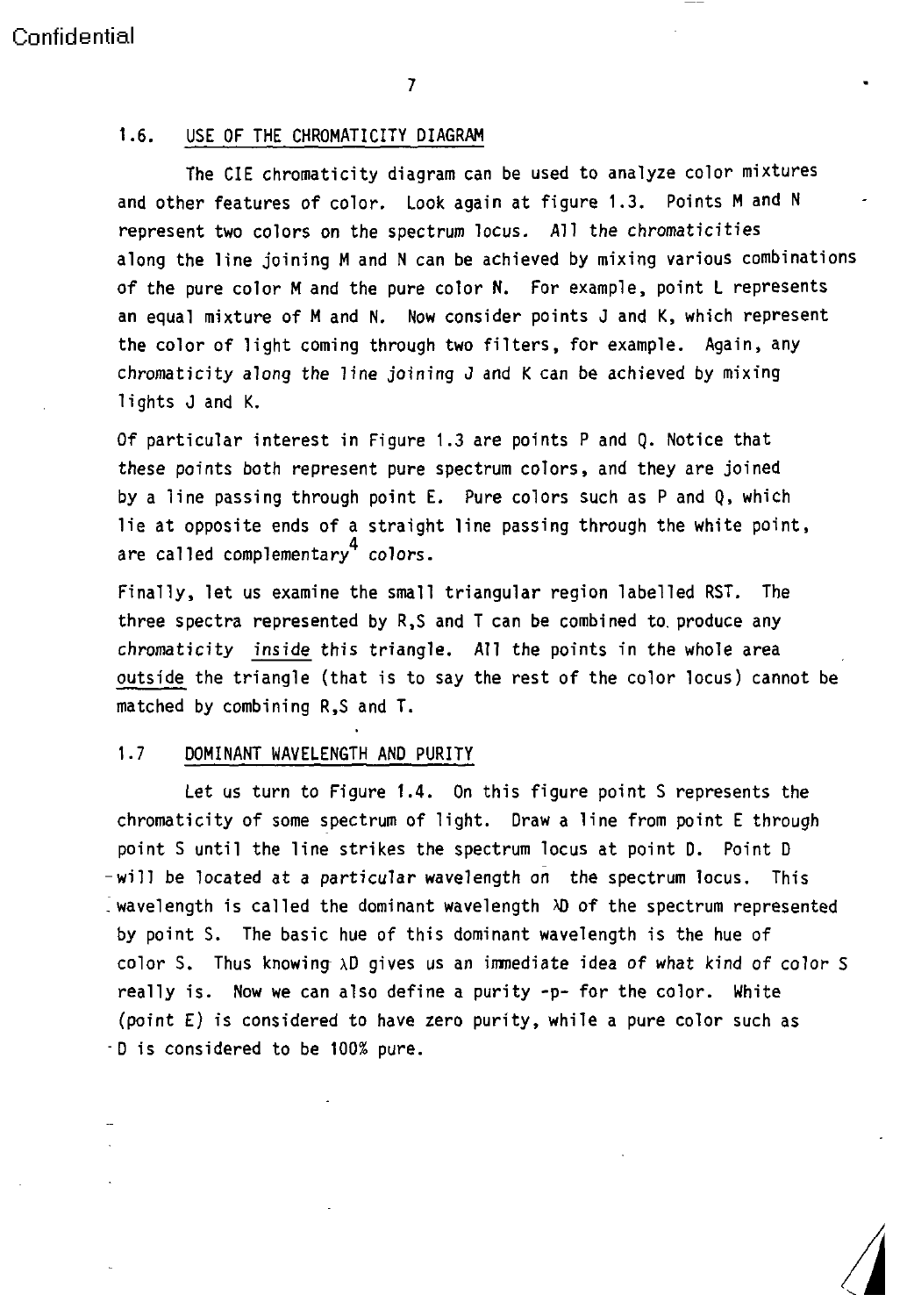## 1.6. USE OF THE CHROMATICITY DIAGRAM

The CIE chromaticity diagram can be used to analyze color mixtures and other features of color. Look again at figure 1.3. Points M and N represent two colors on the spectrum locus. All the chromaticities along the line joining M and N can be achieved by mixing various combinations of the pure color M and the pure color N. For example, point L represents an equal mixture of M and N. Now consider points J and K, which represent the color of light coming through two filters, for example. Again, any chromaticity along the line joining J and K can be achieved by mixing lights J and K.

Of particular interest in Figure 1.3 are points P and Q. Notice that these points both represent pure spectrum colors, and they are joined by a line passing through point E. Pure colors such as P and Q, which lie at opposite ends of a straight line passing through the white point, are called complementary[4] colors.

Finally, let us examine the small triangular region labelled RST. The three spectra represented by R,S and T can be combined to produce any chromaticity inside this triangle. All the points in the whole area outside the triangle (that is to say the rest of the color locus) cannot be matched by combining R,S and T.

## 1.7 DOMINANT WAVELENGTH AND PURITY

Let us turn to Figure 1.4. On this figure point S represents the chromaticity of some spectrum of light. Draw a line from point E through point S until the line strikes the spectrum locus at point D. Point D will be located at a particular wavelength on the spectrum locus. This wavelength is called the dominant wavelength $\lambda D$ of the spectrum represented by point S. The basic hue of this dominant wavelength is the hue of color S. Thus knowing $\lambda D$ gives us an immediate idea of what kind of color S really is. Now we can also define a purity -p- for the color. White (point E) is considered to have zero purity, while a pure color such as D is considered to be 100% pure.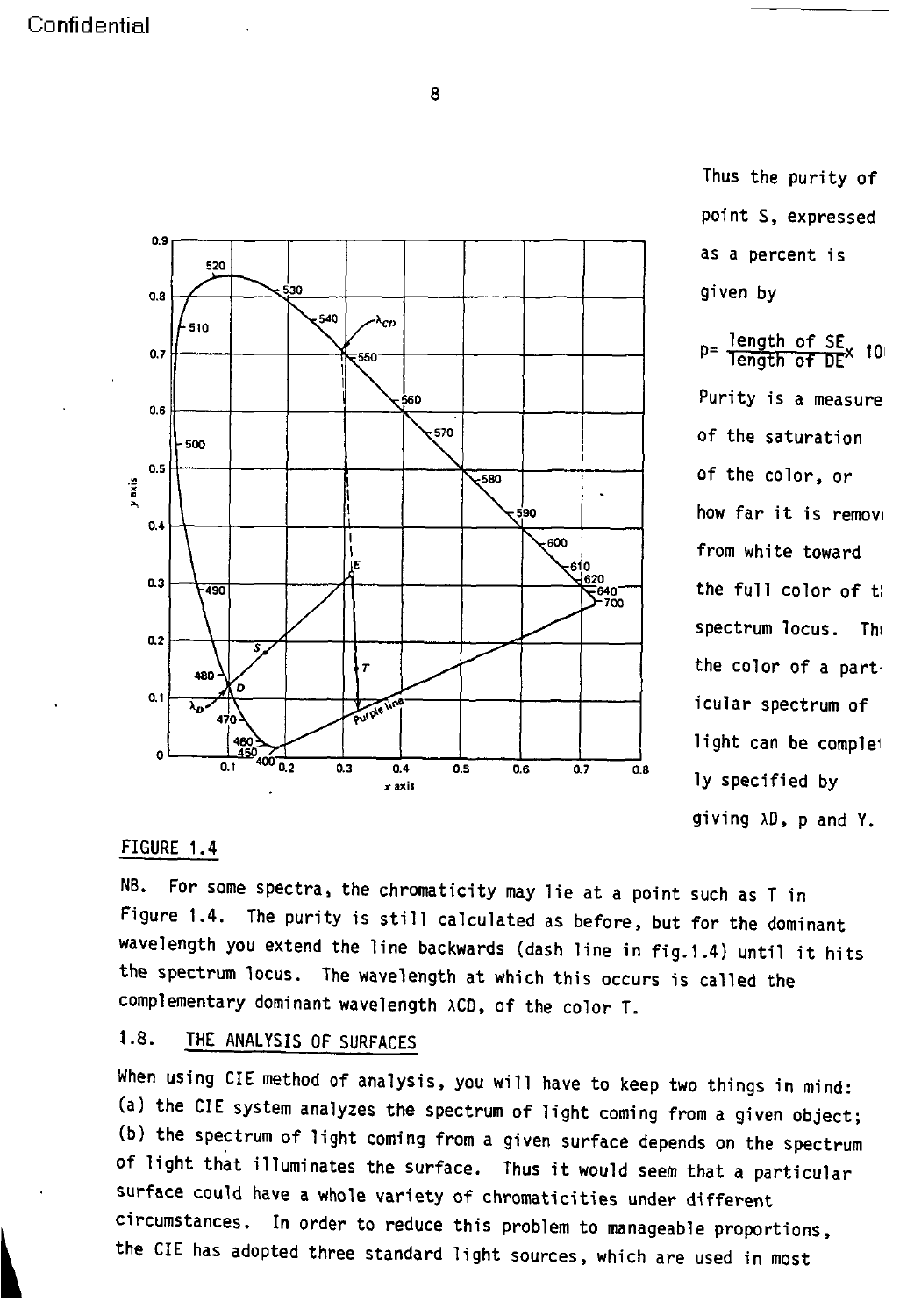Thus the purity of point S, expressed as a percent is given by

$$p = \frac{\text{length of SE}}{\text{length of DE}} \times 100$$

Purity is a measure of the saturation of the color, or how far it is removed from white toward the full color of the spectrum locus. Thus the color of a particular spectrum of light can be completely specified by giving λD, p and Y.

FIGURE 1.4

NB. For some spectra, the chromaticity may lie at a point such as T in Figure 1.4. The purity is still calculated as before, but for the dominant wavelength you extend the line backwards (dash line in fig.1.4) until it hits the spectrum locus. The wavelength at which this occurs is called the complementary dominant wavelength λCD, of the color T.

## 1.8. THE ANALYSIS OF SURFACES

When using CIE method of analysis, you will have to keep two things in mind: (a) the CIE system analyzes the spectrum of light coming from a given object; (b) the spectrum of light coming from a given surface depends on the spectrum of light that illuminates the surface. Thus it would seem that a particular surface could have a whole variety of chromaticities under different circumstances. In order to reduce this problem to manageable proportions, the CIE has adopted three standard light sources, which are used in most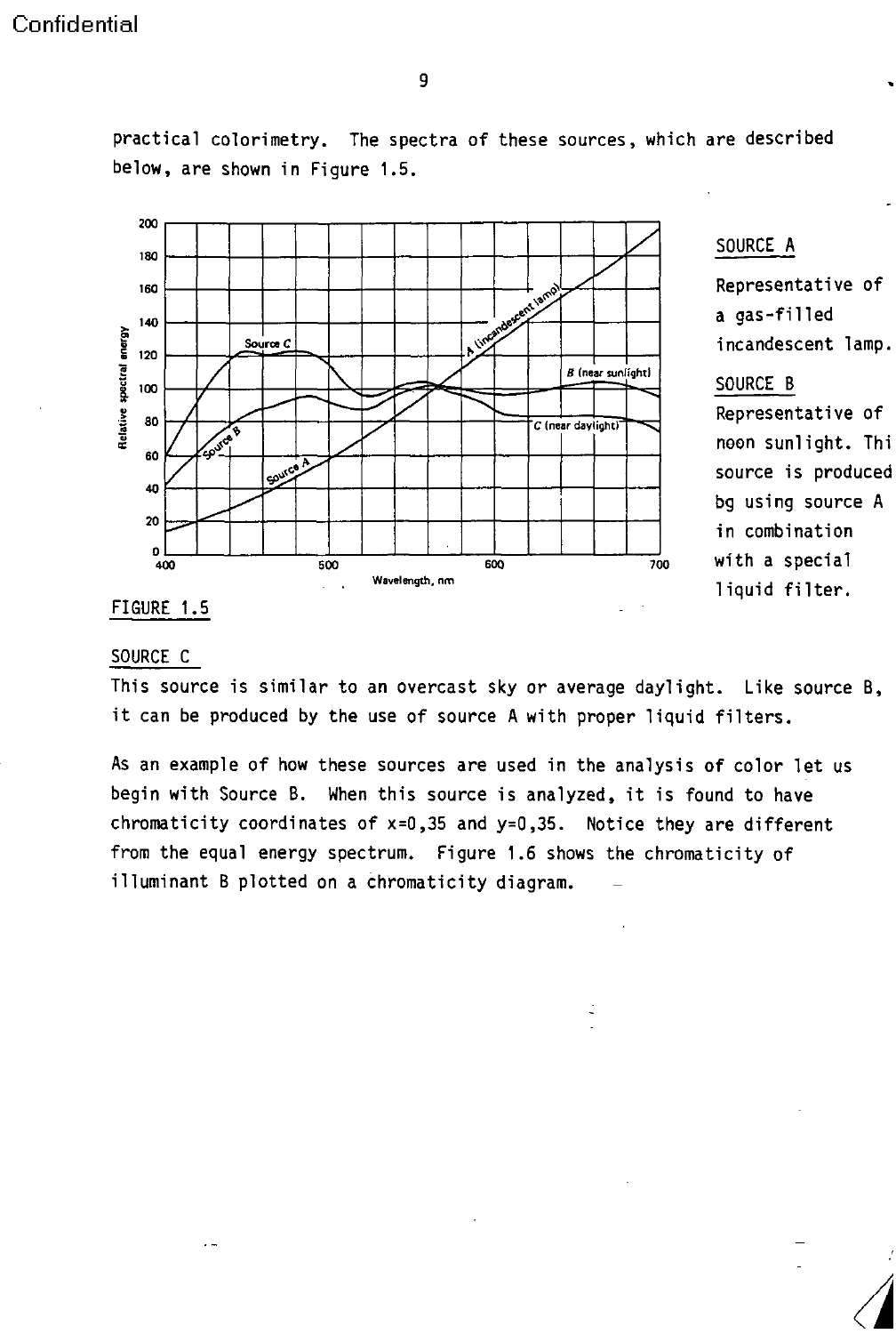practical colorimetry. The spectra of these sources, which are described below, are shown in Figure 1.5.

FIGURE 1.5

**SOURCE A**

Representative of a gas-filled incandescent lamp.

**SOURCE B**

Representative of noon sunlight. This source is produced bg using source A in combination with a special liquid filter.

**SOURCE C**

This source is similar to an overcast sky or average daylight. Like source B, it can be produced by the use of source A with proper liquid filters.

As an example of how these sources are used in the analysis of color let us begin with Source B. When this source is analyzed, it is found to have chromaticity coordinates of x=0,35 and y=0,35. Notice they are different from the equal energy spectrum. Figure 1.6 shows the chromaticity of illuminant B plotted on a chromaticity diagram.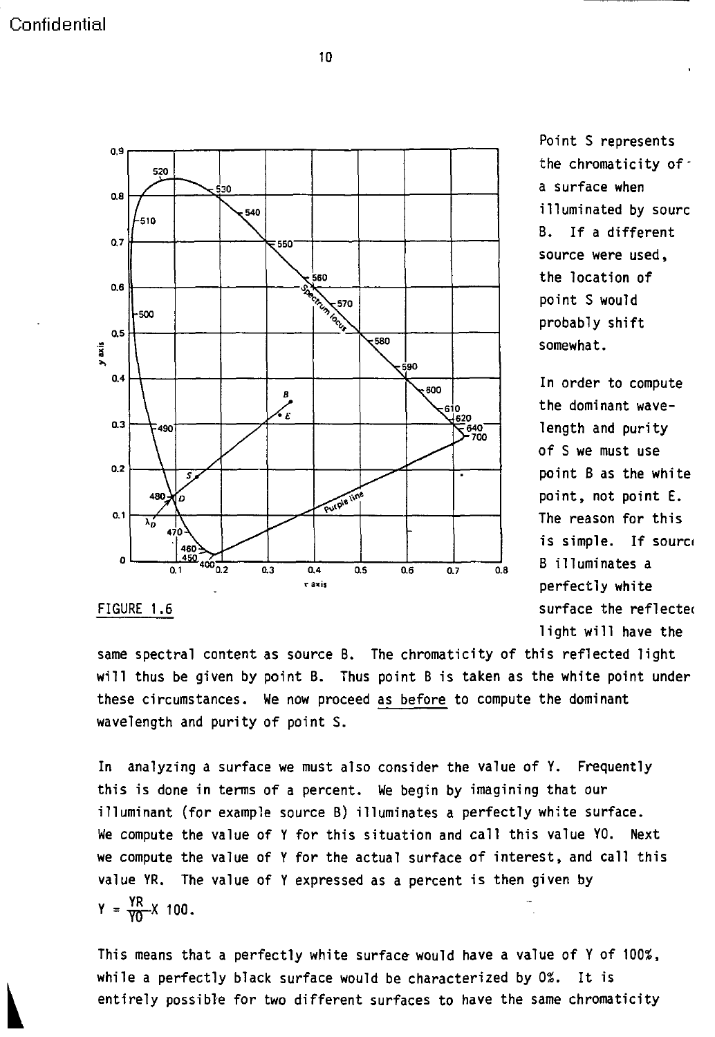Point S represents the chromaticity of a surface when illuminated by sourc B. If a different source were used, the location of point S would probably shift somewhat.

In order to compute the dominant wavelength and purity of S we must use point B as the white point, not point E. The reason for this is simple. If sourc B illuminates a perfectly white surface the reflecte light will have the same spectral content as source B. The chromaticity of this reflected light will thus be given by point B. Thus point B is taken as the white point under these circumstances. We now proceed as before to compute the dominant wavelength and purity of point S.

FIGURE 1.6

In analyzing a surface we must also consider the value of Y. Frequently this is done in terms of a percent. We begin by imagining that our illuminant (for example source B) illuminates a perfectly white surface. We compute the value of Y for this situation and call this value Y0. Next we compute the value of Y for the actual surface of interest, and call this value YR. The value of Y expressed as a percent is then given by

$$Y = \frac{YR}{Y0} X\ 100.$$

This means that a perfectly white surface would have a value of Y of 100%, while a perfectly black surface would be characterized by 0%. It is entirely possible for two different surfaces to have the same chromaticity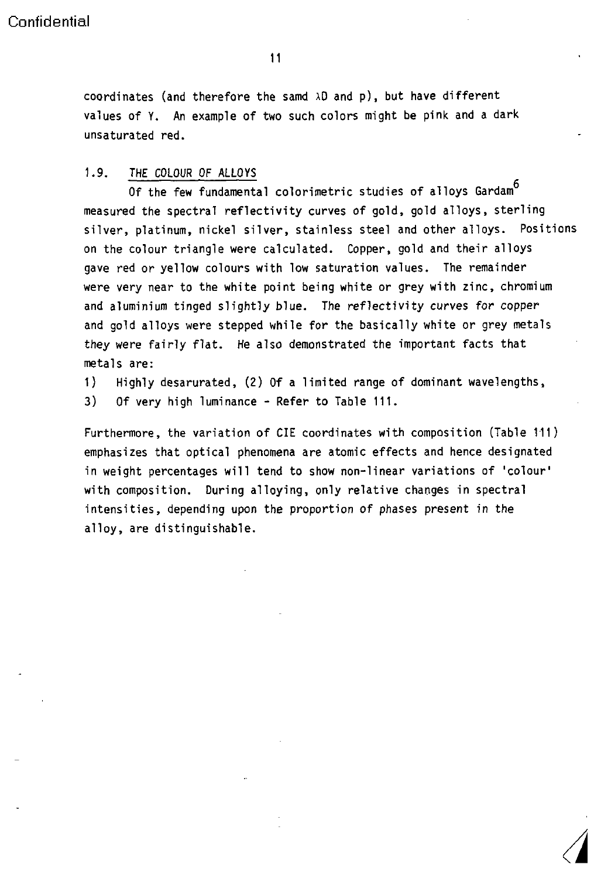coordinates (and therefore the samd $\lambda D$ and p), but have different values of Y. An example of two such colors might be pink and a dark unsaturated red.

## 1.9. THE COLOUR OF ALLOYS

Of the few fundamental colorimetric studies of alloys Gardam[6] measured the spectral reflectivity curves of gold, gold alloys, sterling silver, platinum, nickel silver, stainless steel and other alloys. Positions on the colour triangle were calculated. Copper, gold and their alloys gave red or yellow colours with low saturation values. The remainder were very near to the white point being white or grey with zinc, chromium and aluminium tinged slightly blue. The reflectivity curves for copper and gold alloys were stepped while for the basically white or grey metals they were fairly flat. He also demonstrated the important facts that metals are:

1) Highly desarurated, (2) Of a limited range of dominant wavelengths,
3) Of very high luminance - Refer to Table 111.

Furthermore, the variation of CIE coordinates with composition (Table 111) emphasizes that optical phenomena are atomic effects and hence designated in weight percentages will tend to show non-linear variations of 'colour' with composition. During alloying, only relative changes in spectral intensities, depending upon the proportion of phases present in the alloy, are distinguishable.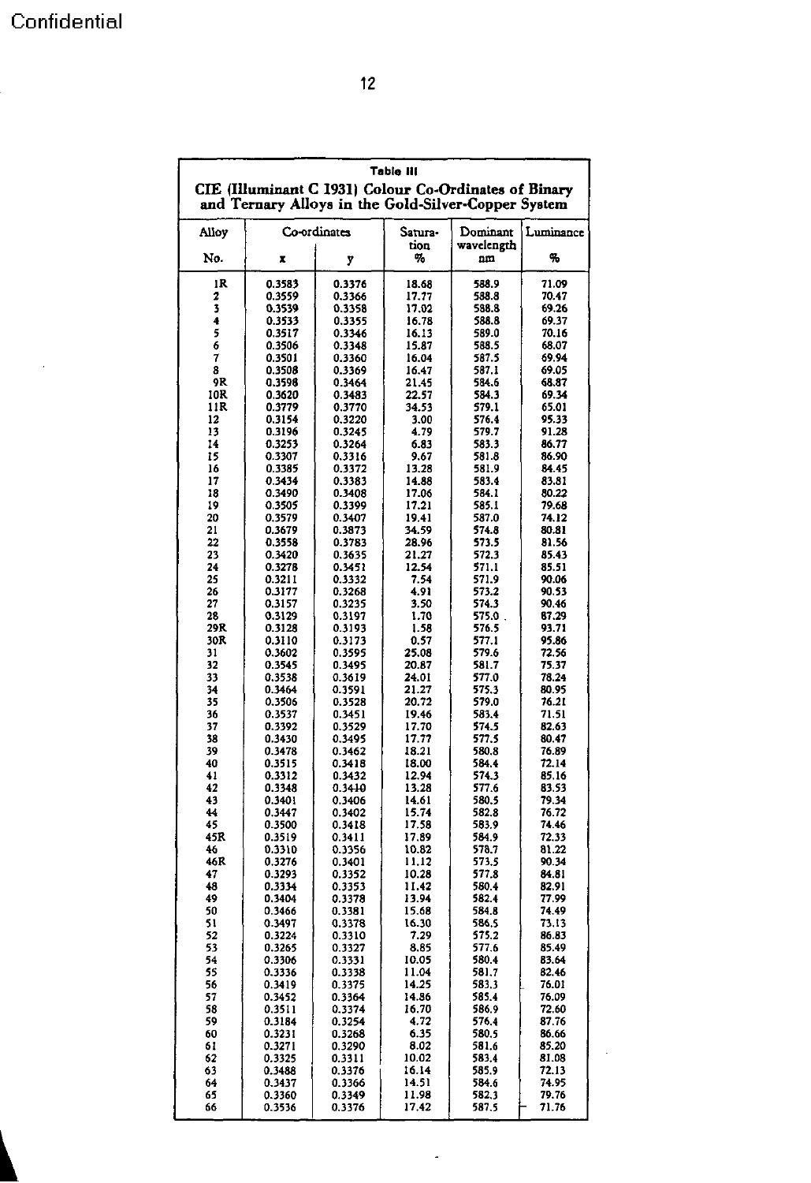**Table III**

**CIE (Illuminant C 1931) Colour Co-Ordinates of Binary and Ternary Alloys in the Gold-Silver-Copper System**

| Alloy No. | Co-ordinates x | Co-ordinates y | Saturation % | Dominant wavelength nm | Luminance % |
|---|---|---|---|---|---|
| 1R | 0.3583 | 0.3376 | 18.68 | 588.9 | 71.09 |
| 2 | 0.3559 | 0.3366 | 17.77 | 588.8 | 70.47 |
| 3 | 0.3539 | 0.3358 | 17.02 | 588.8 | 69.26 |
| 4 | 0.3533 | 0.3355 | 16.78 | 588.8 | 69.37 |
| 5 | 0.3517 | 0.3346 | 16.13 | 589.0 | 70.16 |
| 6 | 0.3506 | 0.3348 | 15.87 | 588.5 | 68.07 |
| 7 | 0.3501 | 0.3360 | 16.04 | 587.5 | 69.94 |
| 8 | 0.3508 | 0.3369 | 16.47 | 587.1 | 69.05 |
| 9R | 0.3598 | 0.3464 | 21.45 | 584.6 | 68.87 |
| 10R | 0.3620 | 0.3483 | 22.57 | 584.3 | 69.34 |
| 11R | 0.3779 | 0.3770 | 34.53 | 579.1 | 65.01 |
| 12 | 0.3154 | 0.3220 | 3.00 | 576.4 | 95.33 |
| 13 | 0.3196 | 0.3245 | 4.79 | 579.7 | 91.28 |
| 14 | 0.3253 | 0.3264 | 6.83 | 583.3 | 86.77 |
| 15 | 0.3307 | 0.3316 | 9.67 | 581.8 | 86.90 |
| 16 | 0.3385 | 0.3372 | 13.28 | 581.9 | 84.45 |
| 17 | 0.3434 | 0.3383 | 14.88 | 583.4 | 83.81 |
| 18 | 0.3490 | 0.3408 | 17.06 | 584.1 | 80.22 |
| 19 | 0.3505 | 0.3399 | 17.21 | 585.1 | 79.68 |
| 20 | 0.3579 | 0.3407 | 19.41 | 587.0 | 74.12 |
| 21 | 0.3679 | 0.3873 | 34.59 | 574.8 | 80.81 |
| 22 | 0.3558 | 0.3783 | 28.96 | 573.5 | 81.56 |
| 23 | 0.3420 | 0.3635 | 21.27 | 572.3 | 85.43 |
| 24 | 0.3278 | 0.3451 | 12.54 | 571.1 | 85.51 |
| 25 | 0.3211 | 0.3332 | 7.54 | 571.9 | 90.06 |
| 26 | 0.3177 | 0.3268 | 4.91 | 573.2 | 90.53 |
| 27 | 0.3157 | 0.3235 | 3.50 | 574.3 | 90.46 |
| 28 | 0.3129 | 0.3197 | 1.70 | 575.0 | 87.29 |
| 29R | 0.3128 | 0.3193 | 1.58 | 576.5 | 93.71 |
| 30R | 0.3110 | 0.3173 | 0.57 | 577.1 | 95.86 |
| 31 | 0.3602 | 0.3595 | 25.08 | 579.6 | 72.56 |
| 32 | 0.3545 | 0.3495 | 20.87 | 581.7 | 75.37 |
| 33 | 0.3538 | 0.3619 | 24.01 | 577.0 | 78.24 |
| 34 | 0.3464 | 0.3591 | 21.27 | 575.3 | 80.95 |
| 35 | 0.3506 | 0.3528 | 20.72 | 579.0 | 76.21 |
| 36 | 0.3537 | 0.3451 | 19.46 | 583.4 | 71.51 |
| 37 | 0.3392 | 0.3529 | 17.70 | 574.5 | 82.63 |
| 38 | 0.3430 | 0.3495 | 17.77 | 577.5 | 80.47 |
| 39 | 0.3478 | 0.3462 | 18.21 | 580.8 | 76.89 |
| 40 | 0.3515 | 0.3418 | 18.00 | 584.4 | 72.14 |
| 41 | 0.3312 | 0.3432 | 12.94 | 574.3 | 85.16 |
| 42 | 0.3348 | 0.3410 | 13.28 | 577.6 | 83.53 |
| 43 | 0.3401 | 0.3406 | 14.61 | 580.5 | 79.34 |
| 44 | 0.3447 | 0.3402 | 15.74 | 582.8 | 76.72 |
| 45 | 0.3500 | 0.3418 | 17.58 | 583.9 | 74.46 |
| 45R | 0.3519 | 0.3411 | 17.89 | 584.9 | 72.33 |
| 46 | 0.3310 | 0.3356 | 10.82 | 578.7 | 81.22 |
| 46R | 0.3276 | 0.3401 | 11.12 | 573.5 | 90.34 |
| 47 | 0.3293 | 0.3352 | 10.28 | 577.8 | 84.81 |
| 48 | 0.3334 | 0.3353 | 11.42 | 580.4 | 82.91 |
| 49 | 0.3404 | 0.3378 | 13.94 | 582.4 | 77.99 |
| 50 | 0.3466 | 0.3381 | 15.68 | 584.8 | 74.49 |
| 51 | 0.3497 | 0.3378 | 16.30 | 586.5 | 73.13 |
| 52 | 0.3224 | 0.3310 | 7.29 | 575.2 | 86.83 |
| 53 | 0.3265 | 0.3327 | 8.85 | 577.6 | 85.49 |
| 54 | 0.3306 | 0.3331 | 10.05 | 580.4 | 83.64 |
| 55 | 0.3336 | 0.3338 | 11.04 | 581.7 | 82.46 |
| 56 | 0.3419 | 0.3375 | 14.25 | 583.3 | 76.01 |
| 57 | 0.3452 | 0.3364 | 14.86 | 585.4 | 76.09 |
| 58 | 0.3511 | 0.3374 | 16.70 | 586.9 | 72.60 |
| 59 | 0.3184 | 0.3254 | 4.72 | 576.4 | 87.76 |
| 60 | 0.3231 | 0.3268 | 6.35 | 580.5 | 86.66 |
| 61 | 0.3271 | 0.3290 | 8.02 | 581.6 | 85.20 |
| 62 | 0.3325 | 0.3311 | 10.02 | 583.4 | 81.08 |
| 63 | 0.3488 | 0.3376 | 16.14 | 585.9 | 72.13 |
| 64 | 0.3437 | 0.3366 | 14.51 | 584.6 | 74.95 |
| 65 | 0.3360 | 0.3349 | 11.98 | 582.3 | 79.76 |
| 66 | 0.3536 | 0.3376 | 17.42 | 587.5 | 71.76 |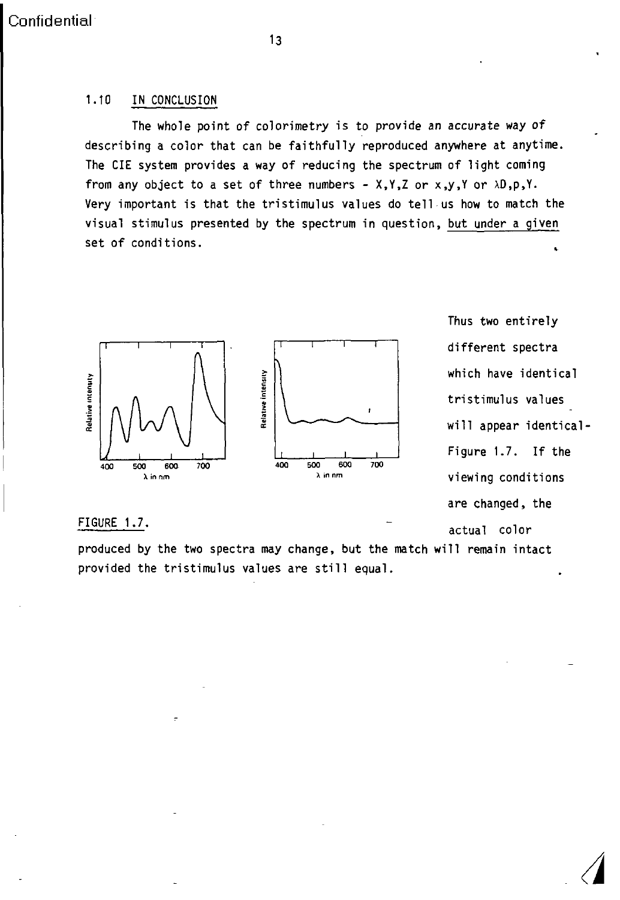## 1.10 IN CONCLUSION

The whole point of colorimetry is to provide an accurate way of describing a color that can be faithfully reproduced anywhere at anytime. The CIE system provides a way of reducing the spectrum of light coming from any object to a set of three numbers - X,Y,Z or x,y,Y or $\lambda$D,p,Y. Very important is that the tristimulus values do tell us how to match the visual stimulus presented by the spectrum in question, but under a given set of conditions.

FIGURE 1.7.

Thus two entirely different spectra which have identical tristimulus values will appear identical - Figure 1.7. If the viewing conditions are changed, the actual color produced by the two spectra may change, but the match will remain intact provided the tristimulus values are still equal.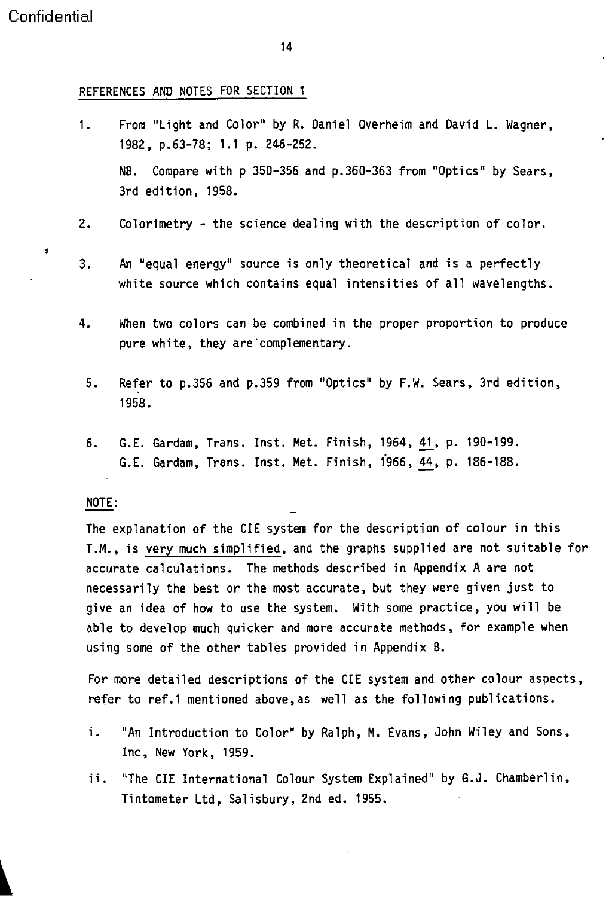## REFERENCES AND NOTES FOR SECTION 1

1. From "Light and Color" by R. Daniel Overheim and David L. Wagner, 1982, p.63-78; 1.1 p. 246-252.

   NB. Compare with p 350-356 and p.360-363 from "Optics" by Sears, 3rd edition, 1958.

2. Colorimetry - the science dealing with the description of color.

3. An "equal energy" source is only theoretical and is a perfectly white source which contains equal intensities of all wavelengths.

4. When two colors can be combined in the proper proportion to produce pure white, they are complementary.

5. Refer to p.356 and p.359 from "Optics" by F.W. Sears, 3rd edition, 1958.

6. G.E. Gardam, Trans. Inst. Met. Finish, 1964, 41, p. 190-199.
   G.E. Gardam, Trans. Inst. Met. Finish, 1966, 44, p. 186-188.

NOTE:

The explanation of the CIE system for the description of colour in this T.M., is very much simplified, and the graphs supplied are not suitable for accurate calculations. The methods described in Appendix A are not necessarily the best or the most accurate, but they were given just to give an idea of how to use the system. With some practice, you will be able to develop much quicker and more accurate methods, for example when using some of the other tables provided in Appendix B.

For more detailed descriptions of the CIE system and other colour aspects, refer to ref.1 mentioned above, as well as the following publications.

i. "An Introduction to Color" by Ralph, M. Evans, John Wiley and Sons, Inc, New York, 1959.

ii. "The CIE International Colour System Explained" by G.J. Chamberlin, Tintometer Ltd, Salisbury, 2nd ed. 1955.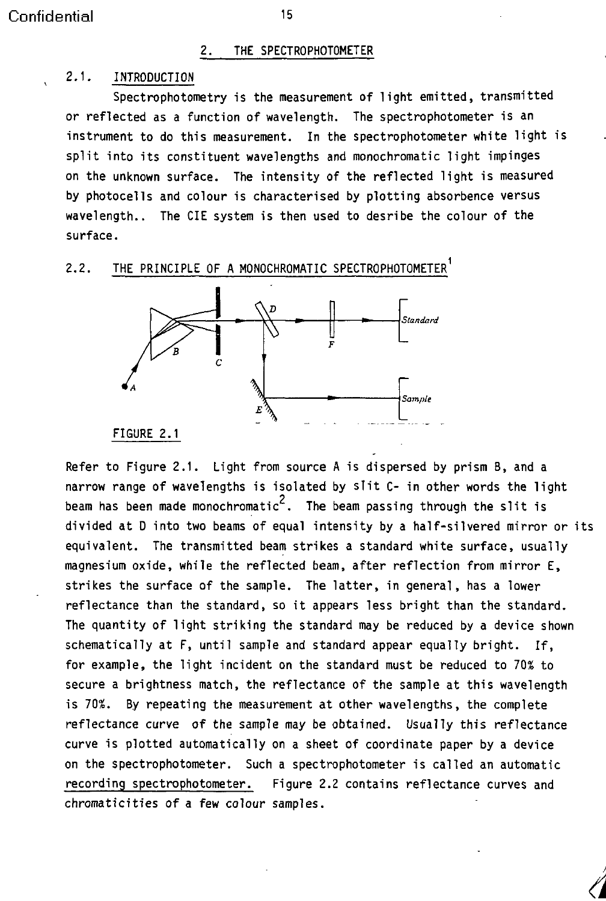## 2. THE SPECTROPHOTOMETER

### 2.1. INTRODUCTION

Spectrophotometry is the measurement of light emitted, transmitted or reflected as a function of wavelength. The spectrophotometer is an instrument to do this measurement. In the spectrophotometer white light is split into its constituent wavelengths and monochromatic light impinges on the unknown surface. The intensity of the reflected light is measured by photocells and colour is characterised by plotting absorbence versus wavelength.. The CIE system is then used to desribe the colour of the surface.

### 2.2. THE PRINCIPLE OF A MONOCHROMATIC SPECTROPHOTOMETER[1]

FIGURE 2.1

Refer to Figure 2.1. Light from source A is dispersed by prism B, and a narrow range of wavelengths is isolated by slit C- in other words the light beam has been made monochromatic[2]. The beam passing through the slit is divided at D into two beams of equal intensity by a half-silvered mirror or its equivalent. The transmitted beam strikes a standard white surface, usually magnesium oxide, while the reflected beam, after reflection from mirror E, strikes the surface of the sample. The latter, in general, has a lower reflectance than the standard, so it appears less bright than the standard. The quantity of light striking the standard may be reduced by a device shown schematically at F, until sample and standard appear equally bright. If, for example, the light incident on the standard must be reduced to 70% to secure a brightness match, the reflectance of the sample at this wavelength is 70%. By repeating the measurement at other wavelengths, the complete reflectance curve of the sample may be obtained. Usually this reflectance curve is plotted automatically on a sheet of coordinate paper by a device on the spectrophotometer. Such a spectrophotometer is called an automatic recording spectrophotometer. Figure 2.2 contains reflectance curves and chromaticities of a few colour samples.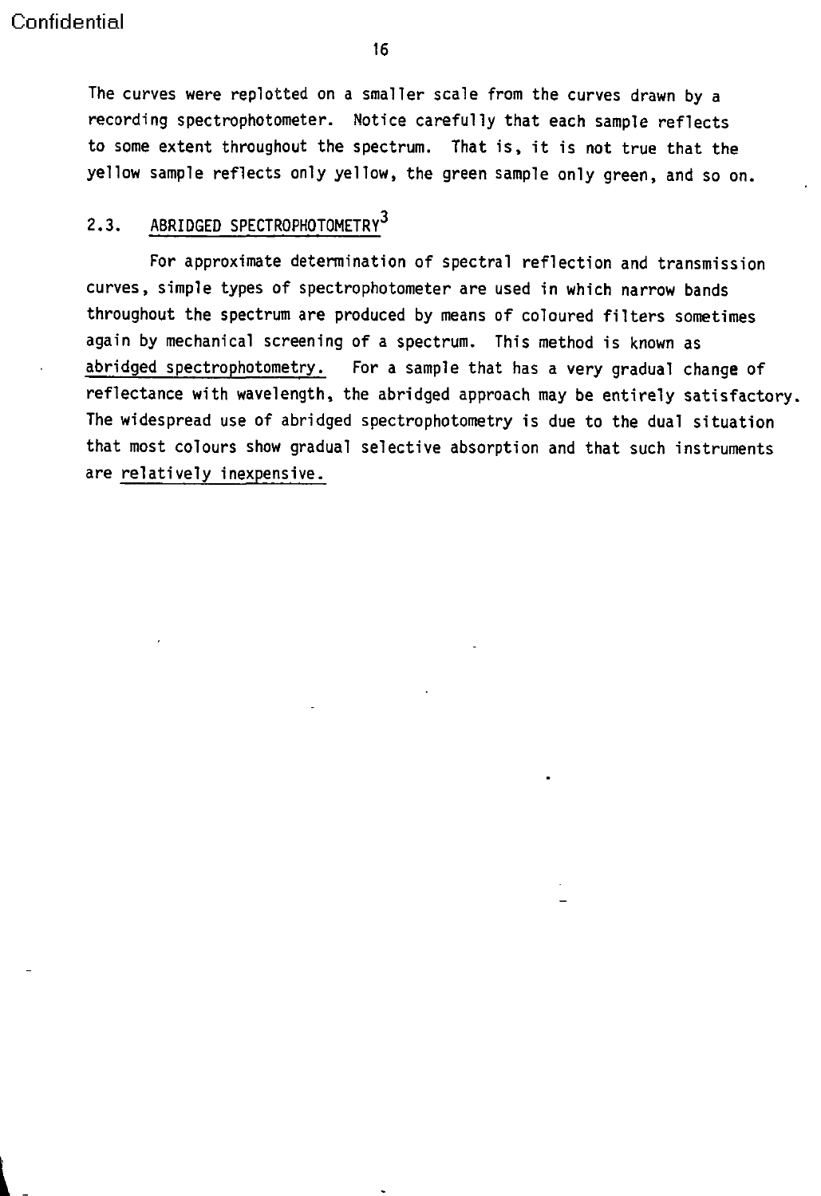The curves were replotted on a smaller scale from the curves drawn by a recording spectrophotometer. Notice carefully that each sample reflects to some extent throughout the spectrum. That is, it is not true that the yellow sample reflects only yellow, the green sample only green, and so on.

## 2.3. ABRIDGED SPECTROPHOTOMETRY[3]

For approximate determination of spectral reflection and transmission curves, simple types of spectrophotometer are used in which narrow bands throughout the spectrum are produced by means of coloured filters sometimes again by mechanical screening of a spectrum. This method is known as abridged spectrophotometry. For a sample that has a very gradual change of reflectance with wavelength, the abridged approach may be entirely satisfactory. The widespread use of abridged spectrophotometry is due to the dual situation that most colours show gradual selective absorption and that such instruments are relatively inexpensive.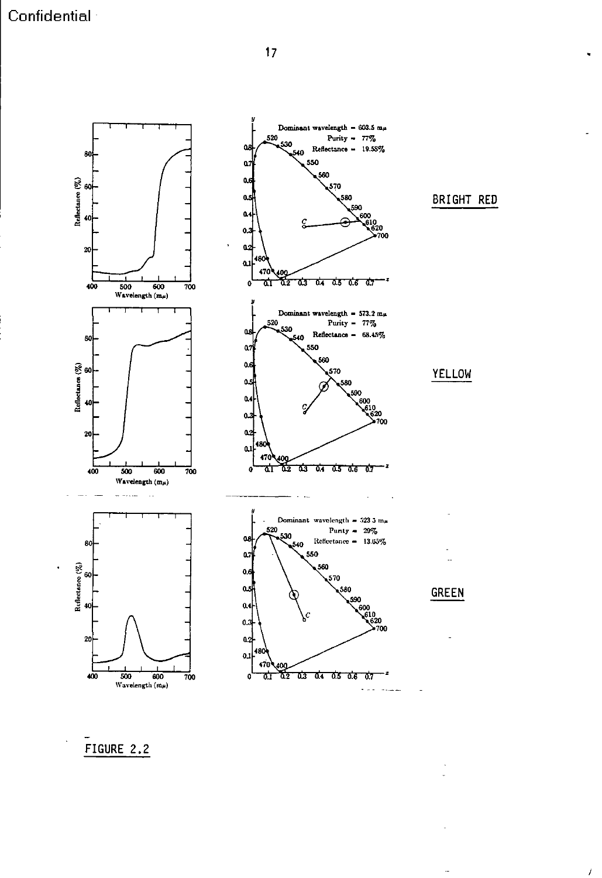Dominant wavelength = 603.5 mμ
Purity = 77%
Reflectance = 19.58%

BRIGHT RED

Dominant wavelength = 573.2 mμ
Purity = 77%
Reflectance = 68.45%

YELLOW

Dominant wavelength = 523.3 mμ
Purity = 29%
Reflectance = 13.05%

GREEN

FIGURE 2.2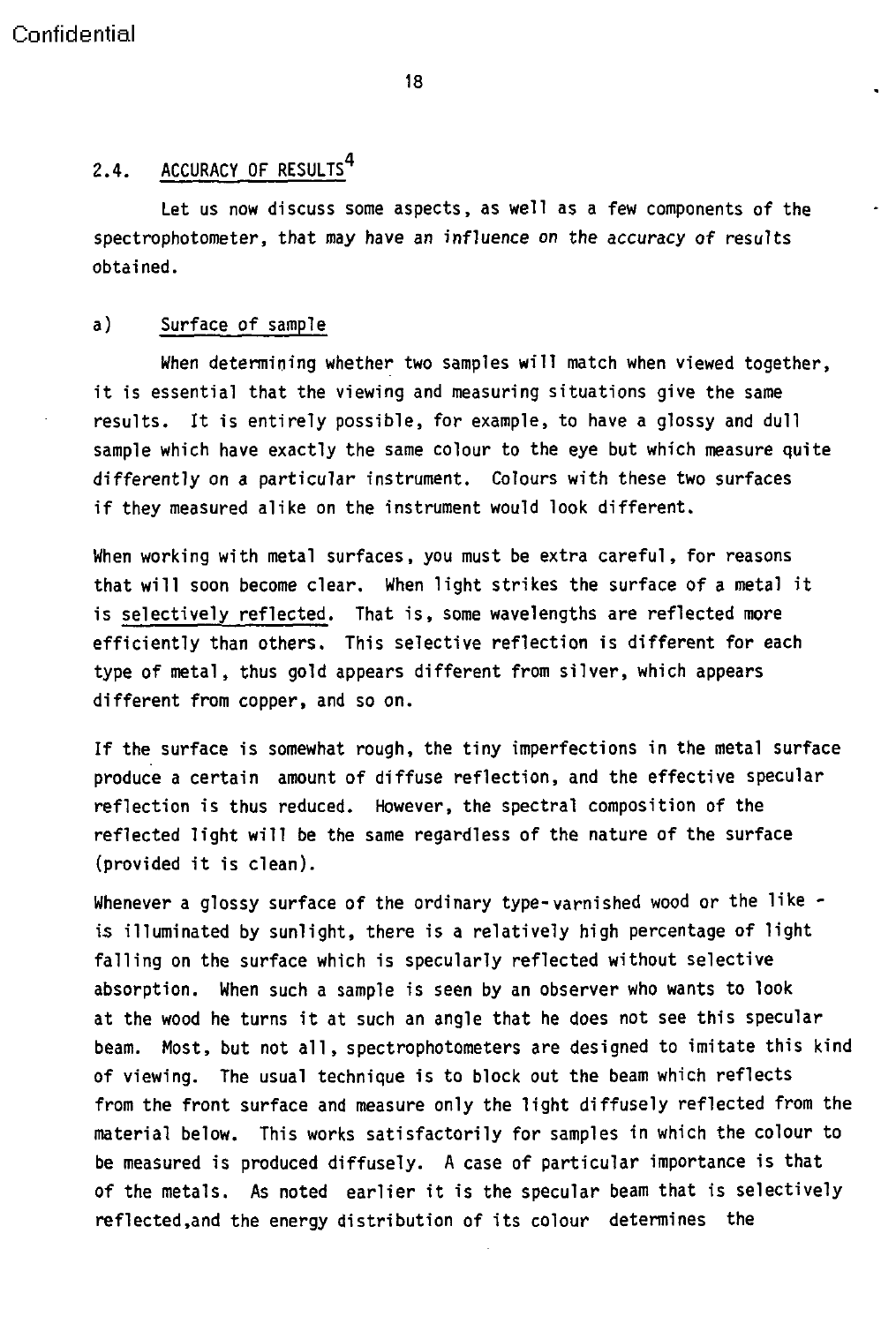## 2.4. ACCURACY OF RESULTS[4]

Let us now discuss some aspects, as well as a few components of the spectrophotometer, that may have an influence on the accuracy of results obtained.

### a) Surface of sample

When determining whether two samples will match when viewed together, it is essential that the viewing and measuring situations give the same results. It is entirely possible, for example, to have a glossy and dull sample which have exactly the same colour to the eye but which measure quite differently on a particular instrument. Colours with these two surfaces if they measured alike on the instrument would look different.

When working with metal surfaces, you must be extra careful, for reasons that will soon become clear. When light strikes the surface of a metal it is selectively reflected. That is, some wavelengths are reflected more efficiently than others. This selective reflection is different for each type of metal, thus gold appears different from silver, which appears different from copper, and so on.

If the surface is somewhat rough, the tiny imperfections in the metal surface produce a certain amount of diffuse reflection, and the effective specular reflection is thus reduced. However, the spectral composition of the reflected light will be the same regardless of the nature of the surface (provided it is clean).

Whenever a glossy surface of the ordinary type-varnished wood or the like - is illuminated by sunlight, there is a relatively high percentage of light falling on the surface which is specularly reflected without selective absorption. When such a sample is seen by an observer who wants to look at the wood he turns it at such an angle that he does not see this specular beam. Most, but not all, spectrophotometers are designed to imitate this kind of viewing. The usual technique is to block out the beam which reflects from the front surface and measure only the light diffusely reflected from the material below. This works satisfactorily for samples in which the colour to be measured is produced diffusely. A case of particular importance is that of the metals. As noted earlier it is the specular beam that is selectively reflected,and the energy distribution of its colour determines the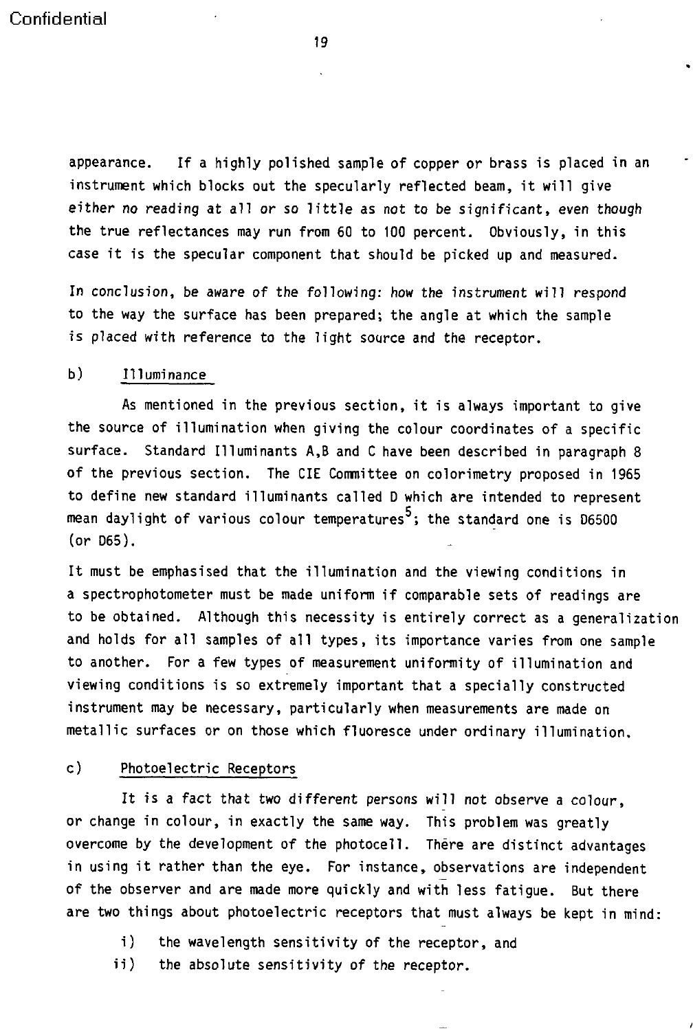appearance. If a highly polished sample of copper or brass is placed in an instrument which blocks out the specularly reflected beam, it will give either no reading at all or so little as not to be significant, even though the true reflectances may run from 60 to 100 percent. Obviously, in this case it is the specular component that should be picked up and measured.

In conclusion, be aware of the following: how the instrument will respond to the way the surface has been prepared; the angle at which the sample is placed with reference to the light source and the receptor.

b) Illuminance

As mentioned in the previous section, it is always important to give the source of illumination when giving the colour coordinates of a specific surface. Standard Illuminants A,B and C have been described in paragraph 8 of the previous section. The CIE Committee on colorimetry proposed in 1965 to define new standard illuminants called D which are intended to represent mean daylight of various colour temperatures[5]; the standard one is D6500 (or D65).

It must be emphasised that the illumination and the viewing conditions in a spectrophotometer must be made uniform if comparable sets of readings are to be obtained. Although this necessity is entirely correct as a generalization and holds for all samples of all types, its importance varies from one sample to another. For a few types of measurement uniformity of illumination and viewing conditions is so extremely important that a specially constructed instrument may be necessary, particularly when measurements are made on metallic surfaces or on those which fluoresce under ordinary illumination.

c) Photoelectric Receptors

It is a fact that two different persons will not observe a colour, or change in colour, in exactly the same way. This problem was greatly overcome by the development of the photocell. There are distinct advantages in using it rather than the eye. For instance, observations are independent of the observer and are made more quickly and with less fatigue. But there are two things about photoelectric receptors that must always be kept in mind:

i) the wavelength sensitivity of the receptor, and

ii) the absolute sensitivity of the receptor.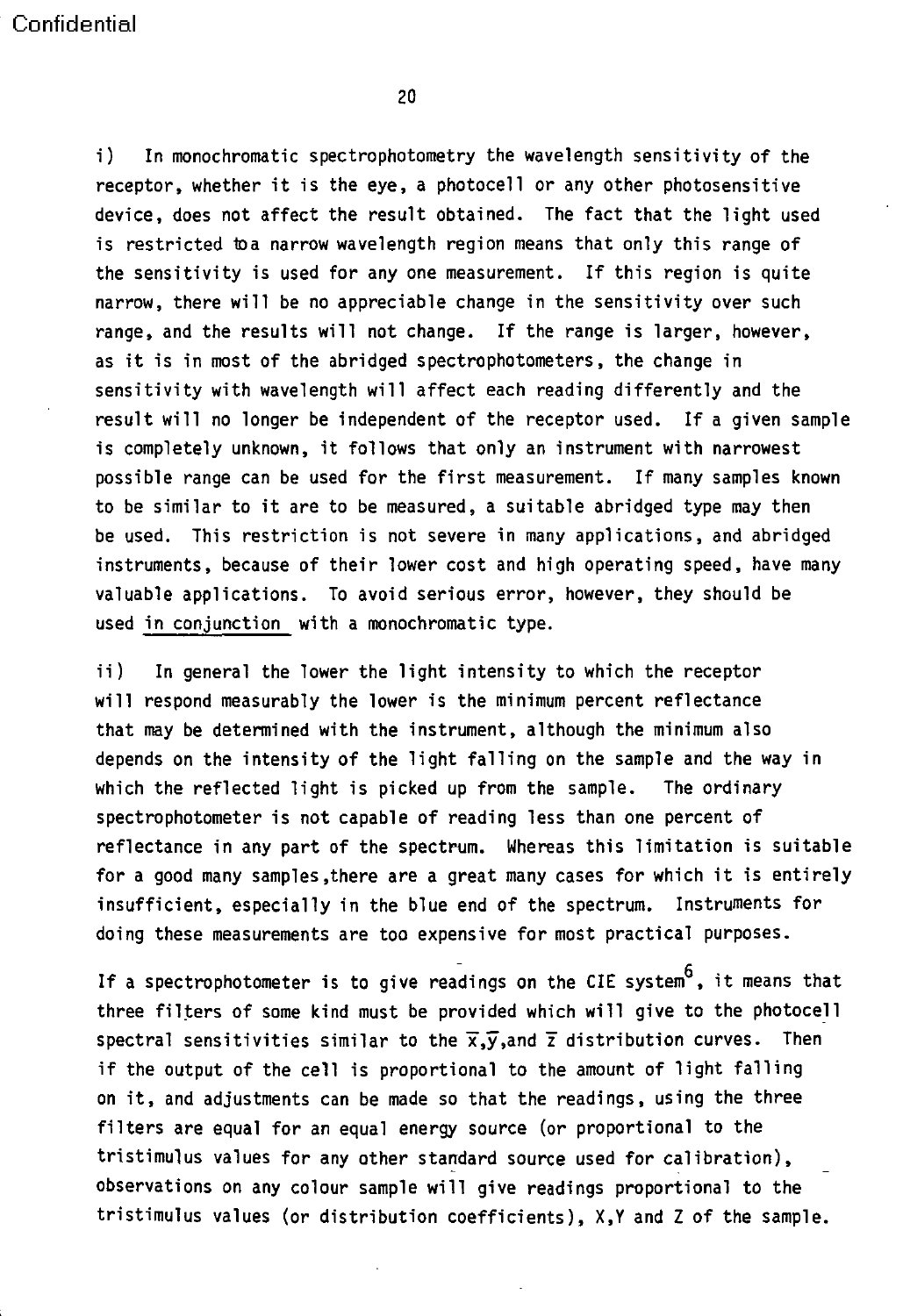i) In monochromatic spectrophotometry the wavelength sensitivity of the receptor, whether it is the eye, a photocell or any other photosensitive device, does not affect the result obtained. The fact that the light used is restricted to a narrow wavelength region means that only this range of the sensitivity is used for any one measurement. If this region is quite narrow, there will be no appreciable change in the sensitivity over such range, and the results will not change. If the range is larger, however, as it is in most of the abridged spectrophotometers, the change in sensitivity with wavelength will affect each reading differently and the result will no longer be independent of the receptor used. If a given sample is completely unknown, it follows that only an instrument with narrowest possible range can be used for the first measurement. If many samples known to be similar to it are to be measured, a suitable abridged type may then be used. This restriction is not severe in many applications, and abridged instruments, because of their lower cost and high operating speed, have many valuable applications. To avoid serious error, however, they should be used in conjunction with a monochromatic type.

ii) In general the lower the light intensity to which the receptor will respond measurably the lower is the minimum percent reflectance that may be determined with the instrument, although the minimum also depends on the intensity of the light falling on the sample and the way in which the reflected light is picked up from the sample. The ordinary spectrophotometer is not capable of reading less than one percent of reflectance in any part of the spectrum. Whereas this limitation is suitable for a good many samples, there are a great many cases for which it is entirely insufficient, especially in the blue end of the spectrum. Instruments for doing these measurements are too expensive for most practical purposes.

If a spectrophotometer is to give readings on the CIE system[6], it means that three filters of some kind must be provided which will give to the photocell spectral sensitivities similar to the $\bar{x}$, $\bar{y}$, and $\bar{z}$ distribution curves. Then if the output of the cell is proportional to the amount of light falling on it, and adjustments can be made so that the readings, using the three filters are equal for an equal energy source (or proportional to the tristimulus values for any other standard source used for calibration), observations on any colour sample will give readings proportional to the tristimulus values (or distribution coefficients), X, Y and Z of the sample.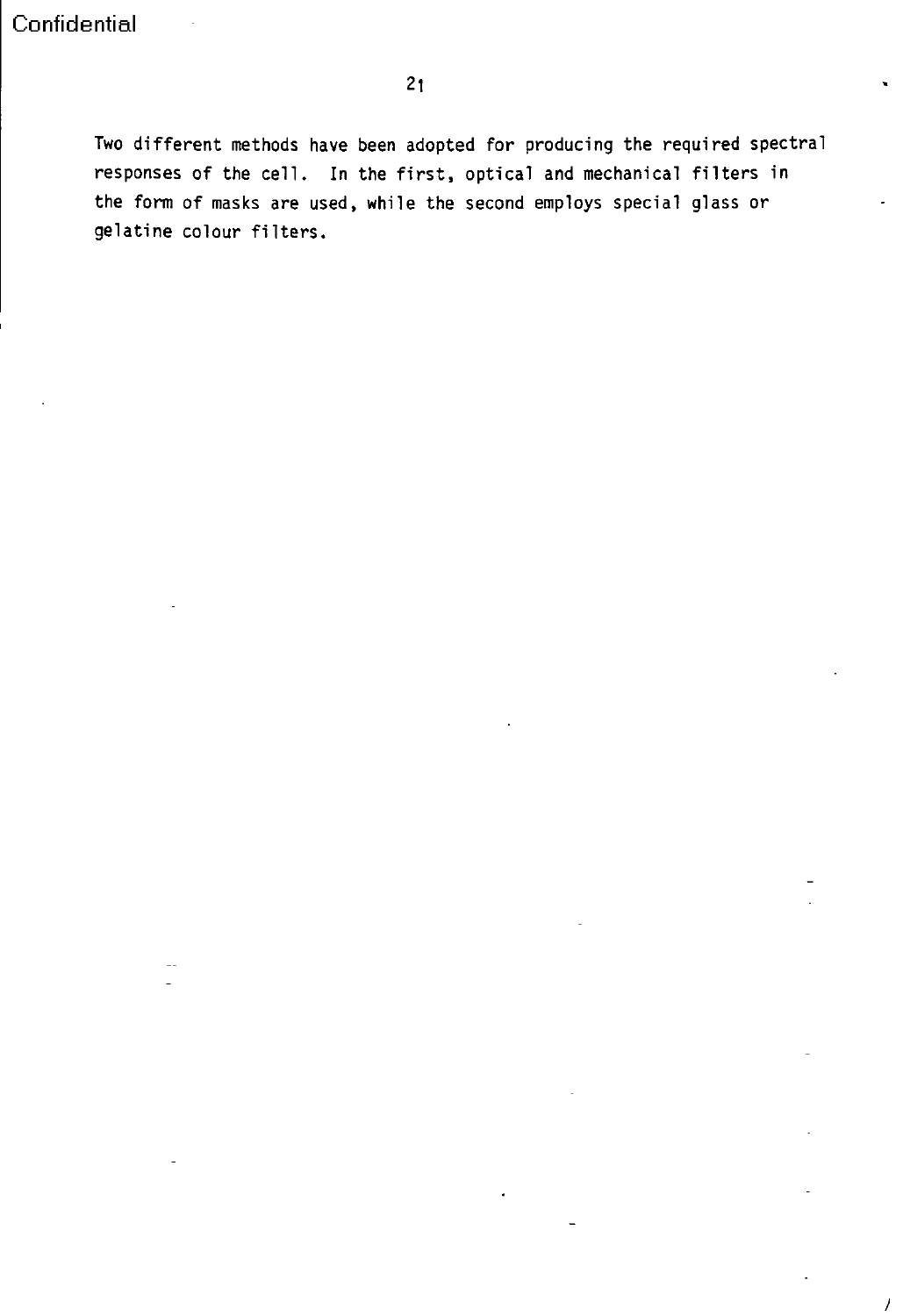Two different methods have been adopted for producing the required spectral responses of the cell. In the first, optical and mechanical filters in the form of masks are used, while the second employs special glass or gelatine colour filters.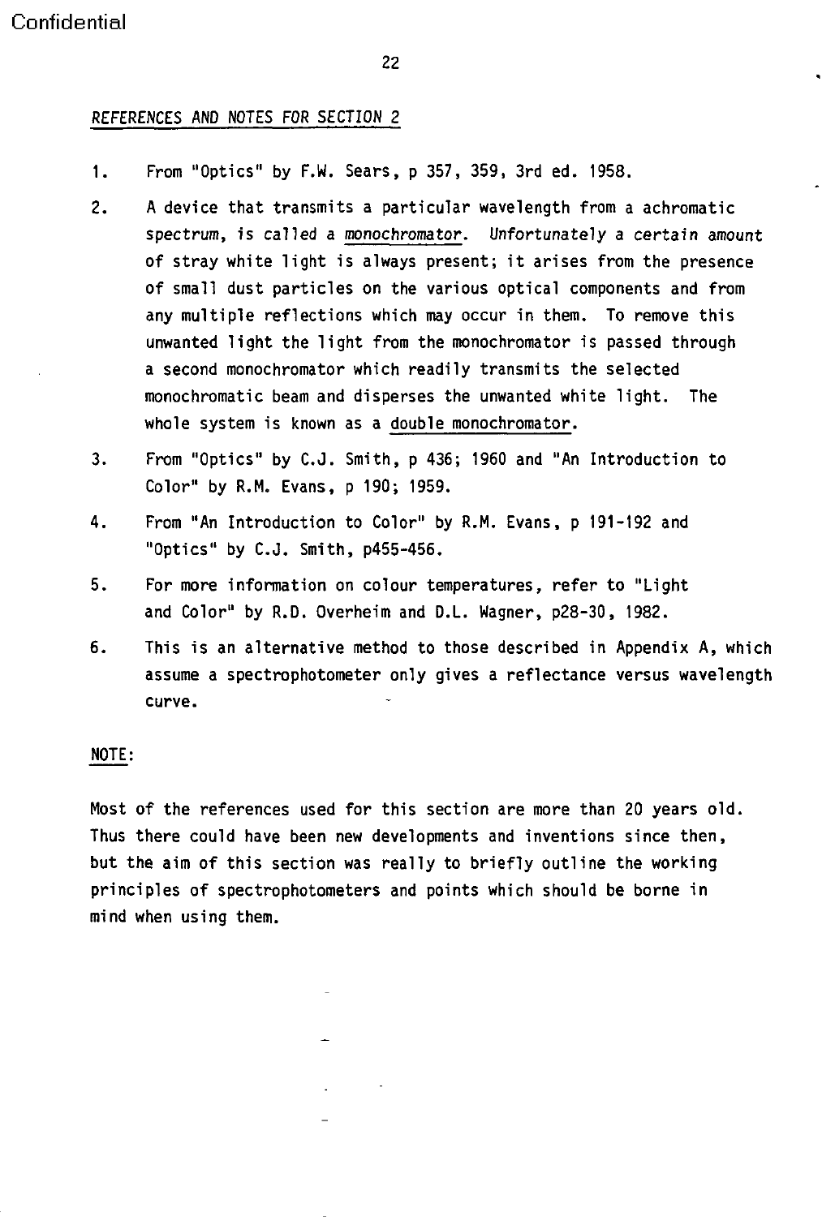## REFERENCES AND NOTES FOR SECTION 2

1. From "Optics" by F.W. Sears, p 357, 359, 3rd ed. 1958.

2. A device that transmits a particular wavelength from a achromatic spectrum, is called a monochromator. Unfortunately a certain amount of stray white light is always present; it arises from the presence of small dust particles on the various optical components and from any multiple reflections which may occur in them. To remove this unwanted light the light from the monochromator is passed through a second monochromator which readily transmits the selected monochromatic beam and disperses the unwanted white light. The whole system is known as a double monochromator.

3. From "Optics" by C.J. Smith, p 436; 1960 and "An Introduction to Color" by R.M. Evans, p 190; 1959.

4. From "An Introduction to Color" by R.M. Evans, p 191-192 and "Optics" by C.J. Smith, p455-456.

5. For more information on colour temperatures, refer to "Light and Color" by R.D. Overheim and D.L. Wagner, p28-30, 1982.

6. This is an alternative method to those described in Appendix A, which assume a spectrophotometer only gives a reflectance versus wavelength curve.

NOTE:

Most of the references used for this section are more than 20 years old. Thus there could have been new developments and inventions since then, but the aim of this section was really to briefly outline the working principles of spectrophotometers and points which should be borne in mind when using them.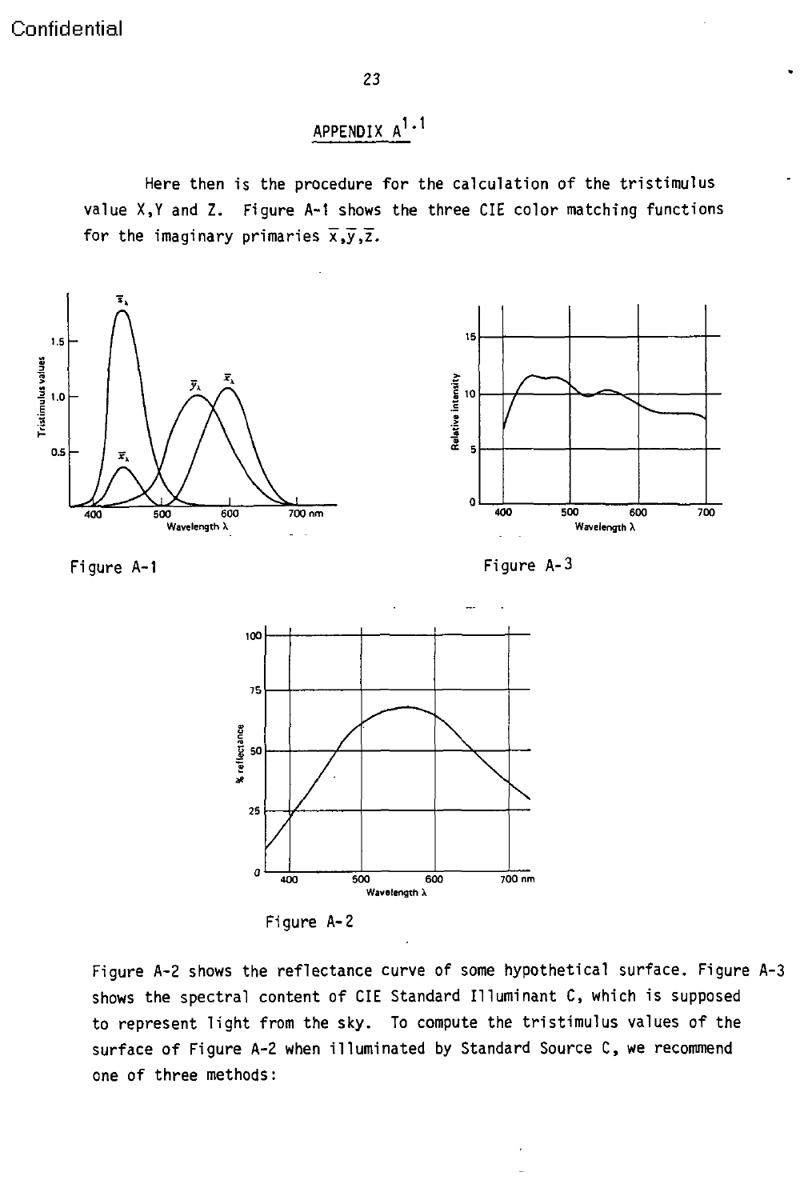## APPENDIX A[1.1]

Here then is the procedure for the calculation of the tristimulus value X,Y and Z. Figure A-1 shows the three CIE color matching functions for the imaginary primaries $\bar{x},\bar{y},\bar{z}$.

Figure A-1

Figure A-3

Figure A-2

Figure A-2 shows the reflectance curve of some hypothetical surface. Figure A-3 shows the spectral content of CIE Standard Illuminant C, which is supposed to represent light from the sky. To compute the tristimulus values of the surface of Figure A-2 when illuminated by Standard Source C, we recommend one of three methods: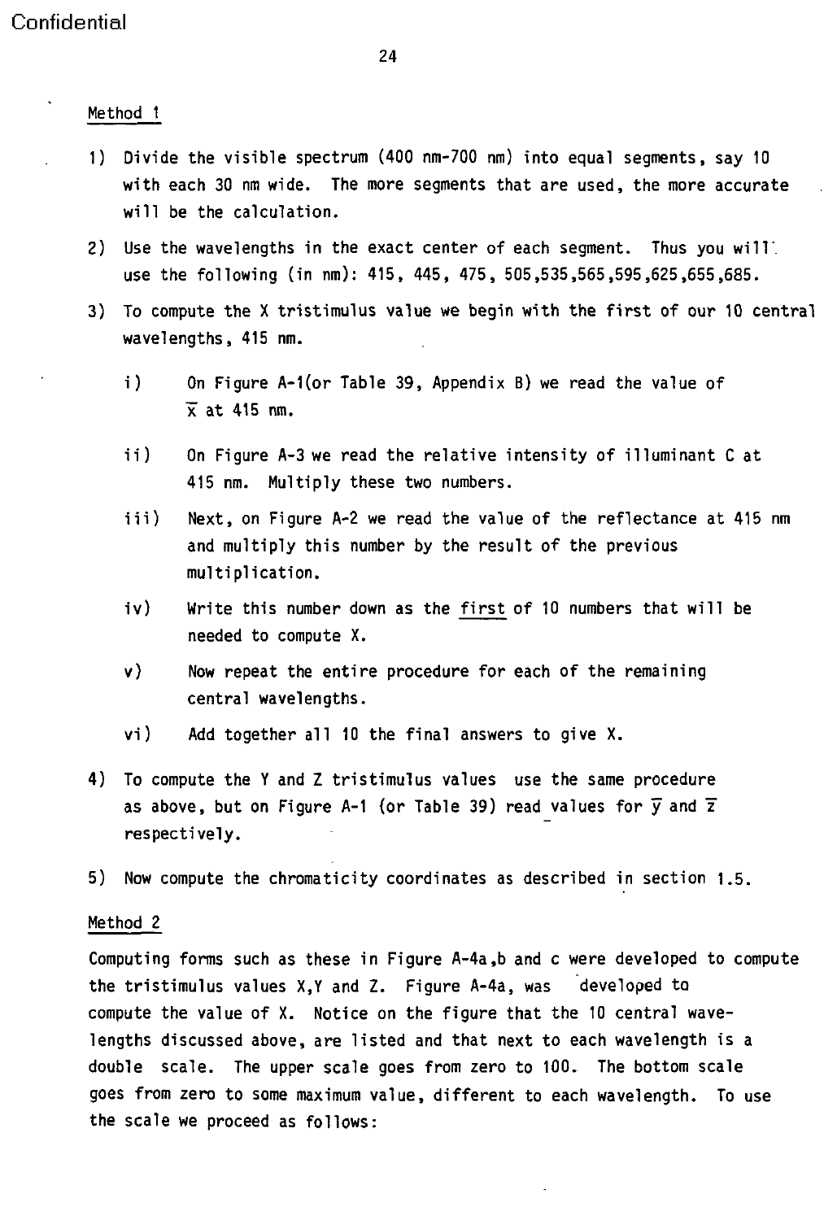## Method 1

1) Divide the visible spectrum (400 nm-700 nm) into equal segments, say 10 with each 30 nm wide. The more segments that are used, the more accurate will be the calculation.

2) Use the wavelengths in the exact center of each segment. Thus you will use the following (in nm): 415, 445, 475, 505,535,565,595,625,655,685.

3) To compute the X tristimulus value we begin with the first of our 10 central wavelengths, 415 nm.

   i) On Figure A-1(or Table 39, Appendix B) we read the value of $\bar{x}$ at 415 nm.

   ii) On Figure A-3 we read the relative intensity of illuminant C at 415 nm. Multiply these two numbers.

   iii) Next, on Figure A-2 we read the value of the reflectance at 415 nm and multiply this number by the result of the previous multiplication.

   iv) Write this number down as the <u>first</u> of 10 numbers that will be needed to compute X.

   v) Now repeat the entire procedure for each of the remaining central wavelengths.

   vi) Add together all 10 the final answers to give X.

4) To compute the Y and Z tristimulus values use the same procedure as above, but on Figure A-1 (or Table 39) read values for $\bar{y}$ and $\bar{z}$ respectively.

5) Now compute the chromaticity coordinates as described in section 1.5.

## Method 2

Computing forms such as these in Figure A-4a,b and c were developed to compute the tristimulus values X,Y and Z. Figure A-4a, was developed to compute the value of X. Notice on the figure that the 10 central wavelengths discussed above, are listed and that next to each wavelength is a double scale. The upper scale goes from zero to 100. The bottom scale goes from zero to some maximum value, different to each wavelength. To use the scale we proceed as follows: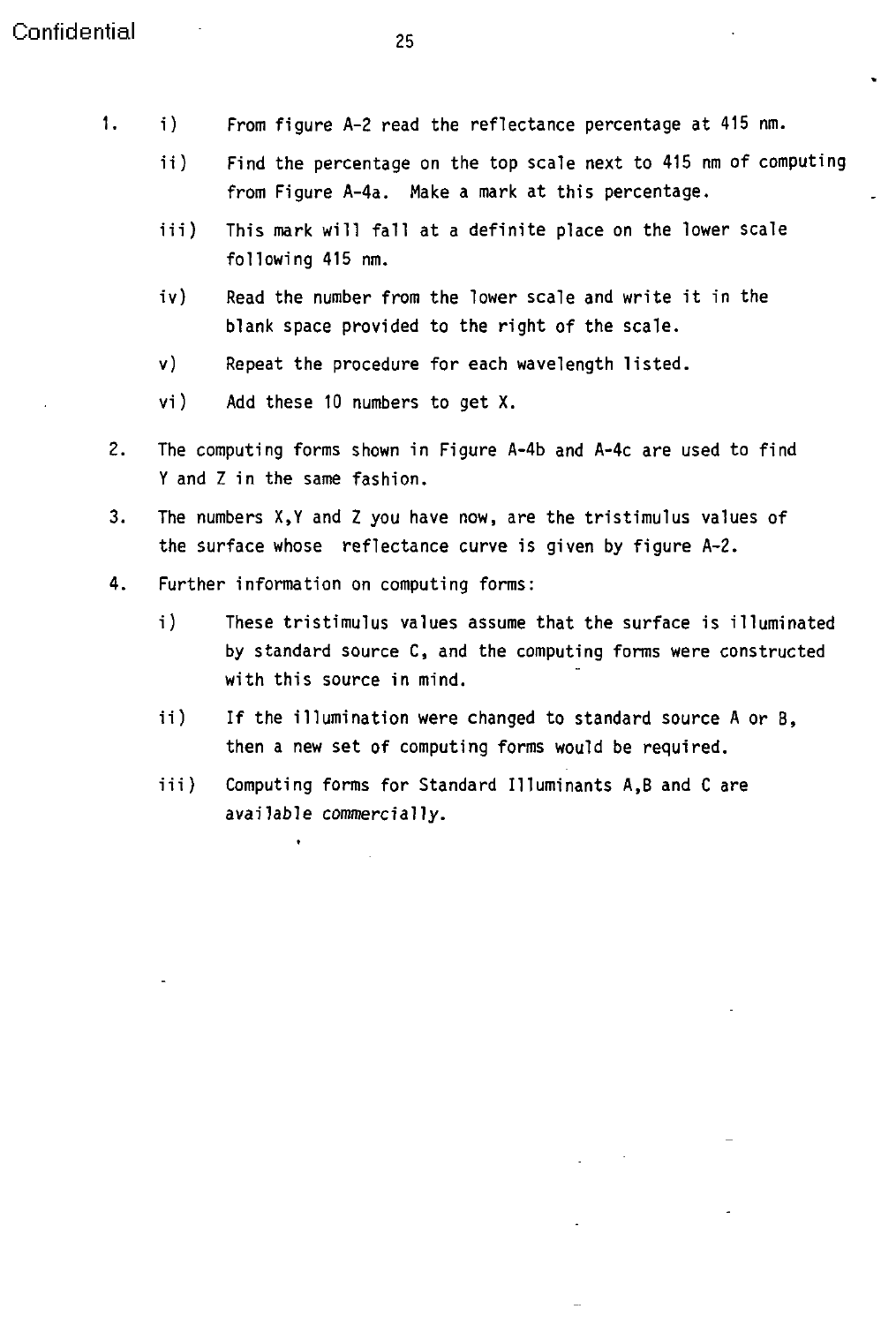1. i) From figure A-2 read the reflectance percentage at 415 nm.

   ii) Find the percentage on the top scale next to 415 nm of computing from Figure A-4a. Make a mark at this percentage.

   iii) This mark will fall at a definite place on the lower scale following 415 nm.

   iv) Read the number from the lower scale and write it in the blank space provided to the right of the scale.

   v) Repeat the procedure for each wavelength listed.

   vi) Add these 10 numbers to get X.

2. The computing forms shown in Figure A-4b and A-4c are used to find Y and Z in the same fashion.

3. The numbers X,Y and Z you have now, are the tristimulus values of the surface whose reflectance curve is given by figure A-2.

4. Further information on computing forms:

   i) These tristimulus values assume that the surface is illuminated by standard source C, and the computing forms were constructed with this source in mind.

   ii) If the illumination were changed to standard source A or B, then a new set of computing forms would be required.

   iii) Computing forms for Standard Illuminants A,B and C are available commercially.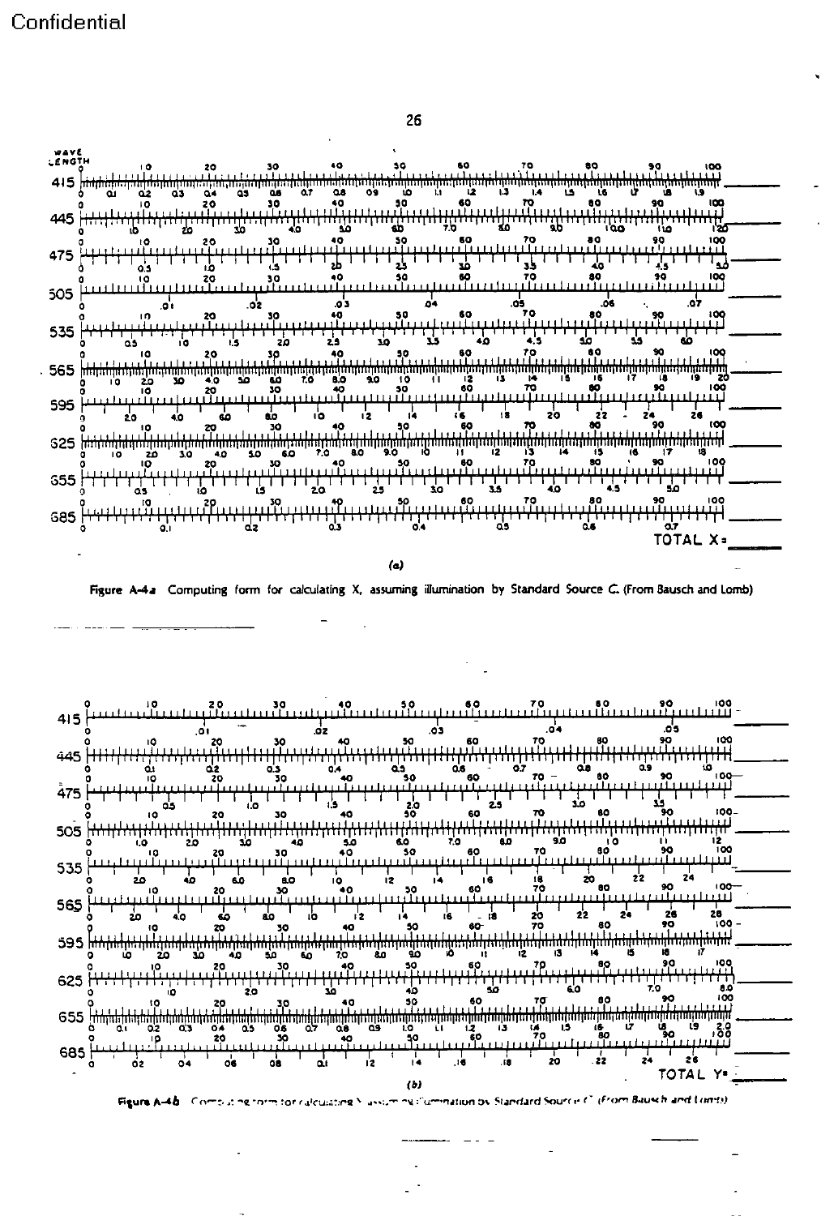Confidential

WAVE LENGTH

415

445

475

505

535

565

595

625

655

685

TOTAL X =

(a)

Figure A-4a Computing form for calculating X, assuming illumination by Standard Source C. (From Bausch and Lomb)

415

445

475

505

535

565

595

625

655

685

TOTAL Y =

(b)

Figure A-4b Computing form for calculating Y, assuming illumination by Standard Source C. (From Bausch and Lomb)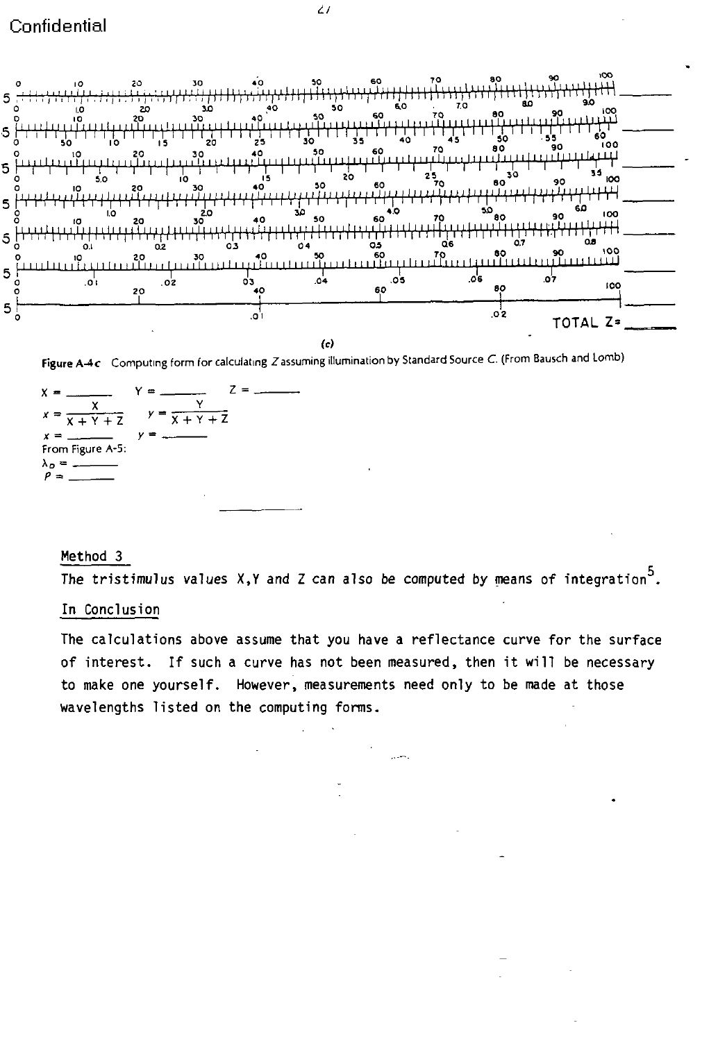Confidential

Figure A-4c Computing form for calculating $Z$ assuming illumination by Standard Source $C$. (From Bausch and Lomb)

TOTAL Z= ______

(c)

X = ______ Y = ______ Z = ______

$$x = \frac{X}{X + Y + Z} \qquad y = \frac{Y}{X + Y + Z}$$

$x$ = ______ $y$ = ______

From Figure A-5:

$\lambda_D$ = ______

$P$ = ______

## Method 3

The tristimulus values X,Y and Z can also be computed by means of integration[5].

## In Conclusion

The calculations above assume that you have a reflectance curve for the surface of interest. If such a curve has not been measured, then it will be necessary to make one yourself. However, measurements need only to be made at those wavelengths listed on the computing forms.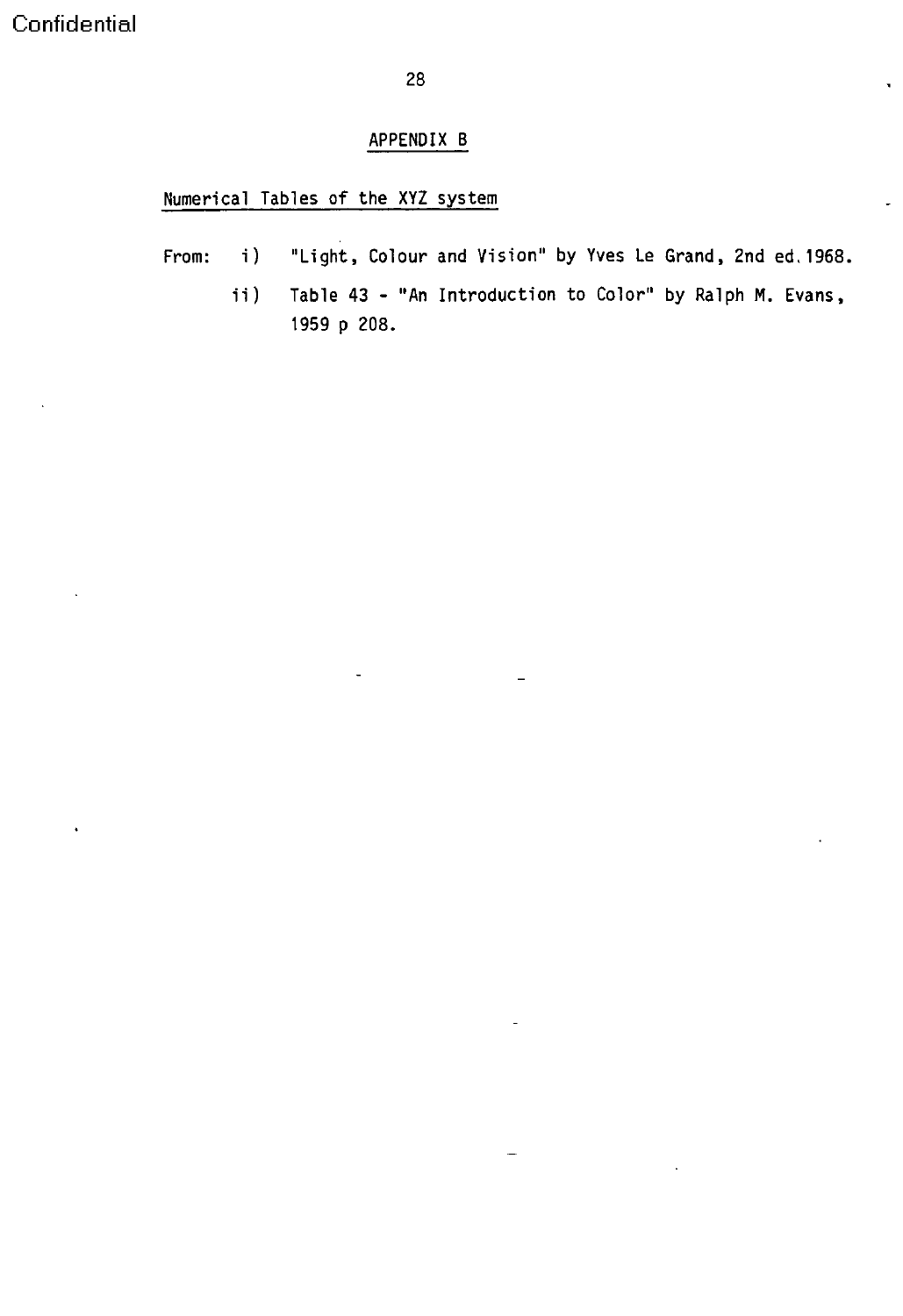## APPENDIX B

Numerical Tables of the XYZ system

From: i) "Light, Colour and Vision" by Yves Le Grand, 2nd ed. 1968.

ii) Table 43 - "An Introduction to Color" by Ralph M. Evans, 1959 p 208.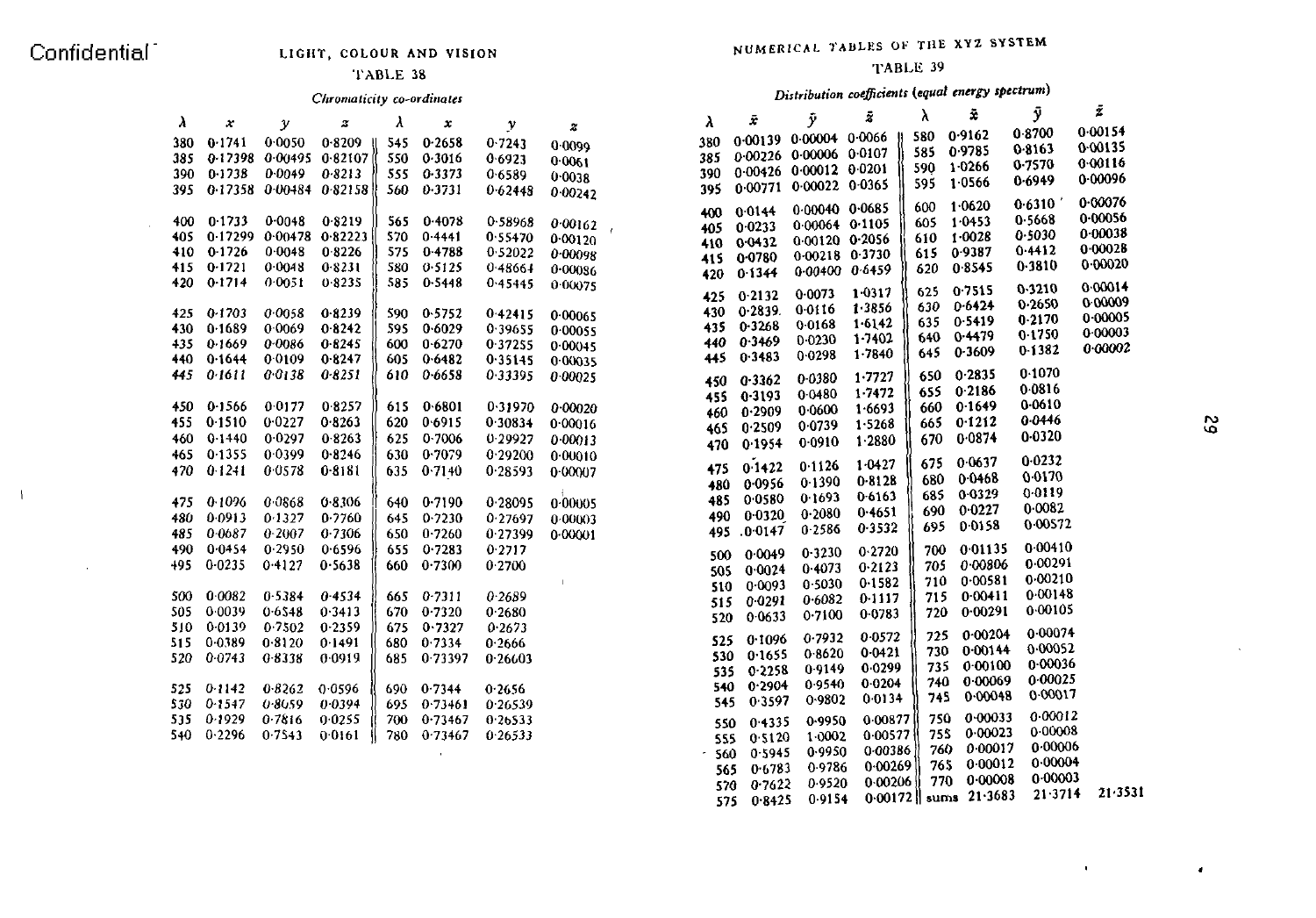Confidential

LIGHT, COLOUR AND VISION

## TABLE 38

*Chromaticity co-ordinates*

| λ | x | y | z | λ | x | y | z |
|---|---|---|---|---|---|---|---|
| 380 | 0·1741 | 0·0050 | 0·8209 | 545 | 0·2658 | 0·7243 | 0·0099 |
| 385 | 0·17398 | 0·00495 | 0·82107 | 550 | 0·3016 | 0·6923 | 0·0061 |
| 390 | 0·1738 | 0·0049 | 0·8213 | 555 | 0·3373 | 0·6589 | 0·0038 |
| 395 | 0·17358 | 0·00484 | 0·82158 | 560 | 0·3731 | 0·62448 | 0·00242 |
| 400 | 0·1733 | 0·0048 | 0·8219 | 565 | 0·4078 | 0·58968 | 0·00162 |
| 405 | 0·17299 | 0·00478 | 0·82223 | 570 | 0·4441 | 0·55470 | 0·00120 |
| 410 | 0·1726 | 0·0048 | 0·8226 | 575 | 0·4788 | 0·52022 | 0·00098 |
| 415 | 0·1721 | 0·0048 | 0·8231 | 580 | 0·5125 | 0·48664 | 0·00086 |
| 420 | 0·1714 | 0·0051 | 0·8235 | 585 | 0·5448 | 0·45445 | 0·00075 |
| 425 | 0·1703 | 0·0058 | 0·8239 | 590 | 0·5752 | 0·42415 | 0·00065 |
| 430 | 0·1689 | 0·0069 | 0·8242 | 595 | 0·6029 | 0·39655 | 0·00055 |
| 435 | 0·1669 | 0·0086 | 0·8245 | 600 | 0·6270 | 0·37255 | 0·00045 |
| 440 | 0·1644 | 0·0109 | 0·8247 | 605 | 0·6482 | 0·35145 | 0·00035 |
| 445 | 0·1611 | 0·0138 | 0·8251 | 610 | 0·6658 | 0·33395 | 0·00025 |
| 450 | 0·1566 | 0·0177 | 0·8257 | 615 | 0·6801 | 0·31970 | 0·00020 |
| 455 | 0·1510 | 0·0227 | 0·8263 | 620 | 0·6915 | 0·30834 | 0·00016 |
| 460 | 0·1440 | 0·0297 | 0·8263 | 625 | 0·7006 | 0·29927 | 0·00013 |
| 465 | 0·1355 | 0·0399 | 0·8246 | 630 | 0·7079 | 0·29200 | 0·00010 |
| 470 | 0·1241 | 0·0578 | 0·8181 | 635 | 0·7140 | 0·28593 | 0·00007 |
| 475 | 0·1096 | 0·0868 | 0·8036 | 640 | 0·7190 | 0·28095 | 0·00005 |
| 480 | 0·0913 | 0·1327 | 0·7760 | 645 | 0·7230 | 0·27697 | 0·00003 |
| 485 | 0·0687 | 0·2007 | 0·7306 | 650 | 0·7260 | 0·27399 | 0·00001 |
| 490 | 0·0454 | 0·2950 | 0·6596 | 655 | 0·7283 | 0·2717 | |
| 495 | 0·0235 | 0·4127 | 0·5638 | 660 | 0·7300 | 0·2700 | |
| 500 | 0·0082 | 0·5384 | 0·4534 | 665 | 0·7311 | 0·2689 | |
| 505 | 0·0039 | 0·6548 | 0·3413 | 670 | 0·7320 | 0·2680 | |
| 510 | 0·0139 | 0·7502 | 0·2359 | 675 | 0·7327 | 0·2673 | |
| 515 | 0·0389 | 0·8120 | 0·1491 | 680 | 0·7334 | 0·2666 | |
| 520 | 0·0743 | 0·8338 | 0·0919 | 685 | 0·73397 | 0·26603 | |
| 525 | 0·1142 | 0·8262 | 0·0596 | 690 | 0·7344 | 0·2656 | |
| 530 | 0·1547 | 0·8059 | 0·0394 | 695 | 0·73461 | 0·26539 | |
| 535 | 0·1929 | 0·7816 | 0·0255 | 700 | 0·73467 | 0·26533 | |
| 540 | 0·2296 | 0·7543 | 0·0161 | 780 | 0·73467 | 0·26533 | |

NUMERICAL TABLES OF THE XYZ SYSTEM

## TABLE 39

*Distribution coefficients (equal energy spectrum)*

| λ | $\bar{x}$ | $\bar{y}$ | $\bar{z}$ | λ | $\bar{x}$ | $\bar{y}$ | $\bar{z}$ |
|---|---|---|---|---|---|---|---|
| 380 | 0·00139 | 0·00004 | 0·0066 | 580 | 0·9162 | 0·8700 | 0·00154 |
| 385 | 0·00226 | 0·00006 | 0·0107 | 585 | 0·9785 | 0·8163 | 0·00135 |
| 390 | 0·00426 | 0·00012 | 0·0201 | 590 | 1·0266 | 0·7570 | 0·00116 |
| 395 | 0·00771 | 0·00022 | 0·0365 | 595 | 1·0566 | 0·6949 | 0·00096 |
| 400 | 0·0144 | 0·00040 | 0·0685 | 600 | 1·0620 | 0·6310 | 0·00076 |
| 405 | 0·0233 | 0·00064 | 0·1105 | 605 | 1·0453 | 0·5668 | 0·00056 |
| 410 | 0·0432 | 0·00120 | 0·2056 | 610 | 1·0028 | 0·5030 | 0·00038 |
| 415 | 0·0780 | 0·00218 | 0·3730 | 615 | 0·9387 | 0·4412 | 0·00028 |
| 420 | 0·1344 | 0·00400 | 0·6459 | 620 | 0·8545 | 0·3810 | 0·00020 |
| 425 | 0·2132 | 0·0073 | 1·0317 | 625 | 0·7515 | 0·3210 | 0·00014 |
| 430 | 0·2839 | 0·0116 | 1·3856 | 630 | 0·6424 | 0·2650 | 0·00009 |
| 435 | 0·3268 | 0·0168 | 1·6142 | 635 | 0·5419 | 0·2170 | 0·00005 |
| 440 | 0·3469 | 0·0230 | 1·7402 | 640 | 0·4479 | 0·1750 | 0·00003 |
| 445 | 0·3483 | 0·0298 | 1·7840 | 645 | 0·3609 | 0·1382 | 0·00002 |
| 450 | 0·3362 | 0·0380 | 1·7727 | 650 | 0·2835 | 0·1070 | |
| 455 | 0·3193 | 0·0480 | 1·7472 | 655 | 0·2186 | 0·0816 | |
| 460 | 0·2909 | 0·0600 | 1·6693 | 660 | 0·1649 | 0·0610 | |
| 465 | 0·2509 | 0·0739 | 1·5268 | 665 | 0·1212 | 0·0446 | |
| 470 | 0·1954 | 0·0910 | 1·2880 | 670 | 0·0874 | 0·0320 | |
| 475 | 0·1422 | 0·1126 | 1·0427 | 675 | 0·0637 | 0·0232 | |
| 480 | 0·0956 | 0·1390 | 0·8128 | 680 | 0·0468 | 0·0170 | |
| 485 | 0·0580 | 0·1693 | 0·6163 | 685 | 0·0329 | 0·0119 | |
| 490 | 0·0320 | 0·2080 | 0·4651 | 690 | 0·0227 | 0·0082 | |
| 495 | 0·0147 | 0·2586 | 0·3532 | 695 | 0·0158 | 0·00572 | |
| 500 | 0·0049 | 0·3230 | 0·2720 | 700 | 0·01135 | 0·00410 | |
| 505 | 0·0024 | 0·4073 | 0·2123 | 705 | 0·00806 | 0·00291 | |
| 510 | 0·0093 | 0·5030 | 0·1582 | 710 | 0·00581 | 0·00210 | |
| 515 | 0·0291 | 0·6082 | 0·1117 | 715 | 0·00411 | 0·00148 | |
| 520 | 0·0633 | 0·7100 | 0·0783 | 720 | 0·00291 | 0·00105 | |
| 525 | 0·1096 | 0·7932 | 0·0572 | 725 | 0·00204 | 0·00074 | |
| 530 | 0·1655 | 0·8620 | 0·0421 | 730 | 0·00144 | 0·00052 | |
| 535 | 0·2258 | 0·9149 | 0·0299 | 735 | 0·00100 | 0·00036 | |
| 540 | 0·2904 | 0·9540 | 0·0204 | 740 | 0·00069 | 0·00025 | |
| 545 | 0·3597 | 0·9802 | 0·0134 | 745 | 0·00048 | 0·00017 | |
| 550 | 0·4335 | 0·9950 | 0·00877 | 750 | 0·00033 | 0·00012 | |
| 555 | 0·5120 | 1·0002 | 0·00577 | 755 | 0·00023 | 0·00008 | |
| 560 | 0·5945 | 0·9950 | 0·00386 | 760 | 0·00017 | 0·00006 | |
| 565 | 0·6783 | 0·9786 | 0·00269 | 765 | 0·00012 | 0·00004 | |
| 570 | 0·7622 | 0·9520 | 0·00206 | 770 | 0·00008 | 0·00003 | |
| 575 | 0·8425 | 0·9154 | 0·00172 | sums | 21·3683 | 21·3714 | 21·3531 |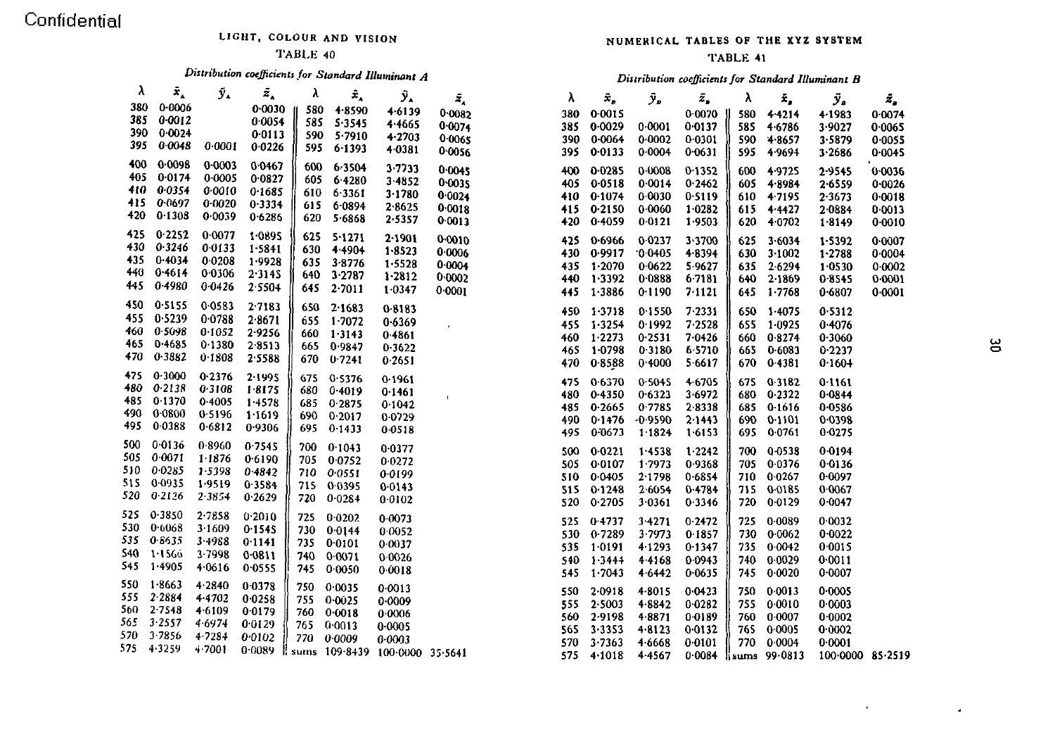Confidential

## LIGHT, COLOUR AND VISION

### TABLE 40

*Distribution coefficients for Standard Illuminant A*

| λ | $\bar{x}_A$ | $\bar{y}_A$ | $\bar{z}_A$ | λ | $\bar{x}_A$ | $\bar{y}_A$ | $\bar{z}_A$ |
|---|---|---|---|---|---|---|---|
| 380 | 0·0006 | | 0·0030 | 580 | 4·8590 | 4·6139 | 0·0082 |
| 385 | 0·0012 | | 0·0054 | 585 | 5·3545 | 4·4665 | 0·0074 |
| 390 | 0·0024 | | 0·0113 | 590 | 5·7910 | 4·2703 | 0·0065 |
| 395 | 0·0048 | 0·0001 | 0·0226 | 595 | 6·1393 | 4·0381 | 0·0056 |
| 400 | 0·0098 | 0·0003 | 0·0467 | 600 | 6·3504 | 3·7733 | 0·0045 |
| 405 | 0·0174 | 0·0005 | 0·0827 | 605 | 6·4280 | 3·4852 | 0·0035 |
| 410 | 0·0354 | 0·0010 | 0·1685 | 610 | 6·3361 | 3·1780 | 0·0024 |
| 415 | 0·0697 | 0·0020 | 0·3334 | 615 | 6·0894 | 2·8625 | 0·0018 |
| 420 | 0·1308 | 0·0039 | 0·6286 | 620 | 5·6868 | 2·5357 | 0·0013 |
| 425 | 0·2252 | 0·0077 | 1·0895 | 625 | 5·1271 | 2·1901 | 0·0010 |
| 430 | 0·3246 | 0·0133 | 1·5841 | 630 | 4·4904 | 1·8523 | 0·0006 |
| 435 | 0·4034 | 0·0208 | 1·9928 | 635 | 3·8776 | 1·5528 | 0·0004 |
| 440 | 0·4614 | 0·0306 | 2·3145 | 640 | 3·2787 | 1·2812 | 0·0002 |
| 445 | 0·4980 | 0·0426 | 2·5504 | 645 | 2·7011 | 1·0347 | 0·0001 |
| 450 | 0·5155 | 0·0583 | 2·7183 | 650 | 2·1683 | 0·8183 | |
| 455 | 0·5239 | 0·0788 | 2·8671 | 655 | 1·7072 | 0·6369 | |
| 460 | 0·5098 | 0·1052 | 2·9256 | 660 | 1·3143 | 0·4861 | |
| 465 | 0·4685 | 0·1380 | 2·8513 | 665 | 0·9847 | 0·3622 | |
| 470 | 0·3882 | 0·1808 | 2·5588 | 670 | 0·7241 | 0·2651 | |
| 475 | 0·3000 | 0·2376 | 2·1995 | 675 | 0·5376 | 0·1961 | |
| 480 | 0·2138 | 0·3108 | 1·8175 | 680 | 0·4019 | 0·1461 | |
| 485 | 0·1370 | 0·4005 | 1·4578 | 685 | 0·2875 | 0·1042 | |
| 490 | 0·0800 | 0·5196 | 1·1619 | 690 | 0·2017 | 0·0729 | |
| 495 | 0·0388 | 0·6812 | 0·9306 | 695 | 0·1433 | 0·0518 | |
| 500 | 0·0136 | 0·8960 | 0·7545 | 700 | 0·1043 | 0·0377 | |
| 505 | 0·0071 | 1·1876 | 0·6190 | 705 | 0·0752 | 0·0272 | |
| 510 | 0·0285 | 1·5398 | 0·4842 | 710 | 0·0551 | 0·0199 | |
| 515 | 0·0935 | 1·9519 | 0·3584 | 715 | 0·0395 | 0·0143 | |
| 520 | 0·2126 | 2·3854 | 0·2629 | 720 | 0·0284 | 0·0102 | |
| 525 | 0·3850 | 2·7858 | 0·2010 | 725 | 0·0202 | 0·0073 | |
| 530 | 0·6068 | 3·1609 | 0·1545 | 730 | 0·0144 | 0·0052 | |
| 535 | 0·8635 | 3·4988 | 0·1141 | 735 | 0·0101 | 0·0037 | |
| 540 | 1·1566 | 3·7998 | 0·0811 | 740 | 0·0071 | 0·0026 | |
| 545 | 1·4905 | 4·0616 | 0·0555 | 745 | 0·0050 | 0·0018 | |
| 550 | 1·8663 | 4·2840 | 0·0378 | 750 | 0·0035 | 0·0013 | |
| 555 | 2·2884 | 4·4702 | 0·0258 | 755 | 0·0025 | 0·0009 | |
| 560 | 2·7548 | 4·6109 | 0·0179 | 760 | 0·0018 | 0·0006 | |
| 565 | 3·2557 | 4·6974 | 0·0129 | 765 | 0·0013 | 0·0005 | |
| 570 | 3·7856 | 4·7284 | 0·0102 | 770 | 0·0009 | 0·0003 | |
| 575 | 4·3259 | 4·7001 | 0·0089 | sums | 109·8439 | 100·0000 | 35·5641 |

## NUMERICAL TABLES OF THE XYZ SYSTEM

### TABLE 41

*Distribution coefficients for Standard Illuminant B*

| λ | $\bar{x}_B$ | $\bar{y}_B$ | $\bar{z}_B$ | λ | $\bar{x}_B$ | $\bar{y}_B$ | $\bar{z}_B$ |
|---|---|---|---|---|---|---|---|
| 380 | 0·0015 | | 0·0070 | 580 | 4·4214 | 4·1983 | 0·0074 |
| 385 | 0·0029 | 0·0001 | 0·0137 | 585 | 4·6786 | 3·9027 | 0·0065 |
| 390 | 0·0064 | 0·0002 | 0·0301 | 590 | 4·8657 | 3·5879 | 0·0055 |
| 395 | 0·0133 | 0·0004 | 0·0631 | 595 | 4·9694 | 3·2686 | 0·0045 |
| 400 | 0·0285 | 0·0008 | 0·1352 | 600 | 4·9725 | 2·9545 | 0·0036 |
| 405 | 0·0518 | 0·0014 | 0·2462 | 605 | 4·8984 | 2·6559 | 0·0026 |
| 410 | 0·1074 | 0·0030 | 0·5119 | 610 | 4·7195 | 2·3673 | 0·0018 |
| 415 | 0·2150 | 0·0060 | 1·0282 | 615 | 4·4427 | 2·0884 | 0·0013 |
| 420 | 0·4059 | 0·0121 | 1·9503 | 620 | 4·0702 | 1·8149 | 0·0010 |
| 425 | 0·6966 | 0·0237 | 3·3700 | 625 | 3·6034 | 1·5392 | 0·0007 |
| 430 | 0·9917 | 0·0405 | 4·8394 | 630 | 3·1002 | 1·2788 | 0·0004 |
| 435 | 1·2070 | 0·0622 | 5·9627 | 635 | 2·6294 | 1·0530 | 0·0002 |
| 440 | 1·3392 | 0·0888 | 6·7181 | 640 | 2·1869 | 0·8545 | 0·0001 |
| 445 | 1·3886 | 0·1190 | 7·1121 | 645 | 1·7768 | 0·6807 | 0·0001 |
| 450 | 1·3718 | 0·1550 | 7·2331 | 650 | 1·4075 | 0·5312 | |
| 455 | 1·3254 | 0·1992 | 7·2528 | 655 | 1·0925 | 0·4076 | |
| 460 | 1·2273 | 0·2531 | 7·0426 | 660 | 0·8274 | 0·3060 | |
| 465 | 1·0798 | 0·3180 | 6·5710 | 665 | 0·6083 | 0·2237 | |
| 470 | 0·8588 | 0·4000 | 5·6617 | 670 | 0·4381 | 0·1604 | |
| 475 | 0·6370 | 0·5045 | 4·6705 | 675 | 0·3182 | 0·1161 | |
| 480 | 0·4350 | 0·6323 | 3·6972 | 680 | 0·2322 | 0·0844 | |
| 485 | 0·2665 | 0·7785 | 2·8338 | 685 | 0·1616 | 0·0586 | |
| 490 | 0·1476 | 0·9590 | 2·1443 | 690 | 0·1101 | 0·0398 | |
| 495 | 0·0673 | 1·1824 | 1·6153 | 695 | 0·0761 | 0·0275 | |
| 500 | 0·0221 | 1·4538 | 1·2242 | 700 | 0·0538 | 0·0194 | |
| 505 | 0·0107 | 1·7973 | 0·9368 | 705 | 0·0376 | 0·0136 | |
| 510 | 0·0405 | 2·1798 | 0·6854 | 710 | 0·0267 | 0·0097 | |
| 515 | 0·1248 | 2·6054 | 0·4784 | 715 | 0·0185 | 0·0067 | |
| 520 | 0·2705 | 3·0361 | 0·3346 | 720 | 0·0129 | 0·0047 | |
| 525 | 0·4737 | 3·4271 | 0·2472 | 725 | 0·0089 | 0·0032 | |
| 530 | 0·7289 | 3·7973 | 0·1857 | 730 | 0·0062 | 0·0022 | |
| 535 | 1·0191 | 4·1293 | 0·1347 | 735 | 0·0042 | 0·0015 | |
| 540 | 1·3444 | 4·4168 | 0·0943 | 740 | 0·0029 | 0·0011 | |
| 545 | 1·7043 | 4·6442 | 0·0635 | 745 | 0·0020 | 0·0007 | |
| 550 | 2·0918 | 4·8015 | 0·0423 | 750 | 0·0013 | 0·0005 | |
| 555 | 2·5003 | 4·8842 | 0·0282 | 755 | 0·0010 | 0·0003 | |
| 560 | 2·9198 | 4·8871 | 0·0189 | 760 | 0·0007 | 0·0002 | |
| 565 | 3·3353 | 4·8123 | 0·0132 | 765 | 0·0005 | 0·0002 | |
| 570 | 3·7363 | 4·6668 | 0·0101 | 770 | 0·0004 | 0·0001 | |
| 575 | 4·1018 | 4·4567 | 0·0084 | sums | 99·0813 | 100·0000 | 85·2519 |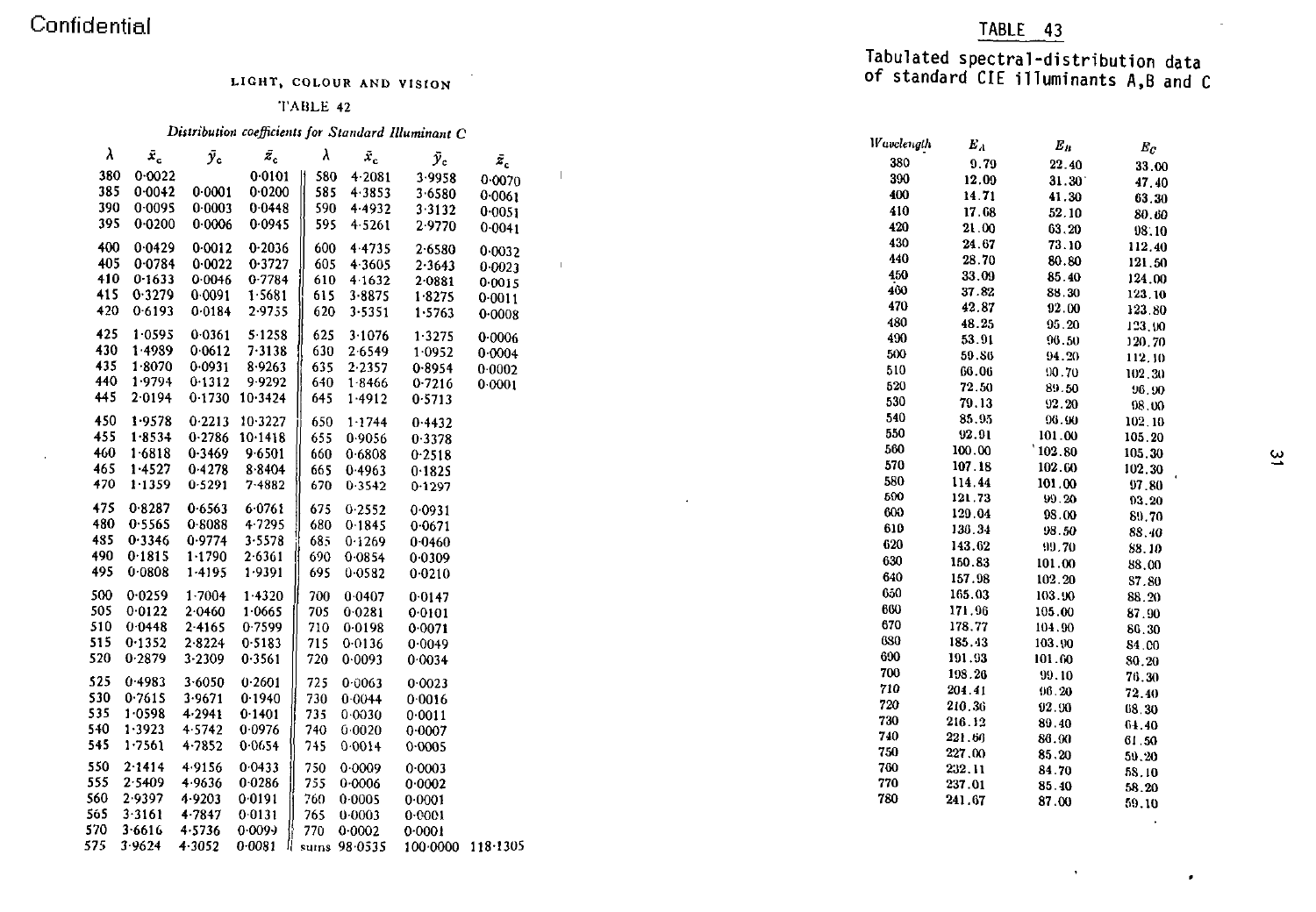Confidential

LIGHT, COLOUR AND VISION

TABLE 42

*Distribution coefficients for Standard Illuminant C*

| λ | $\bar{x}_c$ | $\bar{y}_c$ | $\bar{z}_c$ | λ | $\bar{x}_c$ | $\bar{y}_c$ | $\bar{z}_c$ |
|---|---|---|---|---|---|---|---|
| 380 | 0·0022 | | 0·0101 | 580 | 4·2081 | 3·9958 | 0·0070 |
| 385 | 0·0042 | 0·0001 | 0·0200 | 585 | 4·3853 | 3·6580 | 0·0061 |
| 390 | 0·0095 | 0·0003 | 0·0448 | 590 | 4·4932 | 3·3132 | 0·0051 |
| 395 | 0·0200 | 0·0006 | 0·0945 | 595 | 4·5261 | 2·9770 | 0·0041 |
| 400 | 0·0429 | 0·0012 | 0·2036 | 600 | 4·4735 | 2·6580 | 0·0032 |
| 405 | 0·0784 | 0·0022 | 0·3727 | 605 | 4·3605 | 2·3643 | 0·0023 |
| 410 | 0·1633 | 0·0046 | 0·7784 | 610 | 4·1632 | 2·0881 | 0·0015 |
| 415 | 0·3279 | 0·0091 | 1·5681 | 615 | 3·8875 | 1·8275 | 0·0011 |
| 420 | 0·6193 | 0·0184 | 2·9755 | 620 | 3·5351 | 1·5763 | 0·0008 |
| 425 | 1·0595 | 0·0361 | 5·1258 | 625 | 3·1076 | 1·3275 | 0·0006 |
| 430 | 1·4989 | 0·0612 | 7·3138 | 630 | 2·6549 | 1·0952 | 0·0004 |
| 435 | 1·8070 | 0·0931 | 8·9263 | 635 | 2·2357 | 0·8954 | 0·0002 |
| 440 | 1·9794 | 0·1312 | 9·9292 | 640 | 1·8466 | 0·7216 | 0·0001 |
| 445 | 2·0194 | 0·1730 | 10·3424 | 645 | 1·4912 | 0·5713 | |
| 450 | 1·9578 | 0·2213 | 10·3227 | 650 | 1·1744 | 0·4432 | |
| 455 | 1·8534 | 0·2786 | 10·1418 | 655 | 0·9056 | 0·3378 | |
| 460 | 1·6818 | 0·3469 | 9·6501 | 660 | 0·6808 | 0·2518 | |
| 465 | 1·4527 | 0·4278 | 8·8404 | 665 | 0·4963 | 0·1825 | |
| 470 | 1·1359 | 0·5291 | 7·4882 | 670 | 0·3542 | 0·1297 | |
| 475 | 0·8287 | 0·6563 | 6·0761 | 675 | 0·2552 | 0·0931 | |
| 480 | 0·5565 | 0·8088 | 4·7295 | 680 | 0·1845 | 0·0671 | |
| 485 | 0·3346 | 0·9774 | 3·5578 | 685 | 0·1269 | 0·0460 | |
| 490 | 0·1815 | 1·1790 | 2·6361 | 690 | 0·0854 | 0·0309 | |
| 495 | 0·0808 | 1·4195 | 1·9391 | 695 | 0·0582 | 0·0210 | |
| 500 | 0·0259 | 1·7004 | 1·4320 | 700 | 0·0407 | 0·0147 | |
| 505 | 0·0122 | 2·0460 | 1·0665 | 705 | 0·0281 | 0·0101 | |
| 510 | 0·0448 | 2·4165 | 0·7599 | 710 | 0·0198 | 0·0071 | |
| 515 | 0·1352 | 2·8224 | 0·5183 | 715 | 0·0136 | 0·0049 | |
| 520 | 0·2879 | 3·2309 | 0·3561 | 720 | 0·0093 | 0·0034 | |
| 525 | 0·4983 | 3·6050 | 0·2601 | 725 | 0·0063 | 0·0023 | |
| 530 | 0·7615 | 3·9671 | 0·1940 | 730 | 0·0044 | 0·0016 | |
| 535 | 1·0598 | 4·2941 | 0·1401 | 735 | 0·0030 | 0·0011 | |
| 540 | 1·3923 | 4·5742 | 0·0976 | 740 | 0·0020 | 0·0007 | |
| 545 | 1·7561 | 4·7852 | 0·0654 | 745 | 0·0014 | 0·0005 | |
| 550 | 2·1414 | 4·9156 | 0·0433 | 750 | 0·0009 | 0·0003 | |
| 555 | 2·5409 | 4·9636 | 0·0286 | 755 | 0·0006 | 0·0002 | |
| 560 | 2·9397 | 4·9203 | 0·0191 | 760 | 0·0005 | 0·0001 | |
| 565 | 3·3161 | 4·7847 | 0·0131 | 765 | 0·0003 | 0·0001 | |
| 570 | 3·6616 | 4·5736 | 0·0099 | 770 | 0·0002 | 0·0001 | |
| 575 | 3·9624 | 4·3052 | 0·0081 | sums | 98·0535 | 100·0000 | 118·1305 |

## TABLE 43

### Tabulated spectral-distribution data of standard CIE illuminants A,B and C

| Wavelength | $E_A$ | $E_B$ | $E_C$ |
|---|---|---|---|
| 380 | 9.79 | 22.40 | 33.00 |
| 390 | 12.09 | 31.30 | 47.40 |
| 400 | 14.71 | 41.30 | 63.30 |
| 410 | 17.68 | 52.10 | 80.60 |
| 420 | 21.00 | 63.20 | 98.10 |
| 430 | 24.67 | 73.10 | 112.40 |
| 440 | 28.70 | 80.80 | 121.50 |
| 450 | 33.09 | 85.40 | 124.00 |
| 460 | 37.82 | 88.30 | 123.10 |
| 470 | 42.87 | 92.00 | 123.80 |
| 480 | 48.25 | 95.20 | 123.90 |
| 490 | 53.91 | 96.50 | 120.70 |
| 500 | 59.86 | 94.20 | 112.10 |
| 510 | 66.06 | 90.70 | 102.30 |
| 520 | 72.50 | 89.50 | 96.90 |
| 530 | 79.13 | 92.20 | 98.00 |
| 540 | 85.95 | 96.90 | 102.10 |
| 550 | 92.91 | 101.00 | 105.20 |
| 560 | 100.00 | 102.80 | 105.30 |
| 570 | 107.18 | 102.60 | 102.30 |
| 580 | 114.44 | 101.00 | 97.80 |
| 590 | 121.73 | 99.20 | 93.20 |
| 600 | 129.04 | 98.00 | 89.70 |
| 610 | 136.34 | 98.50 | 88.40 |
| 620 | 143.62 | 99.70 | 88.10 |
| 630 | 150.83 | 101.00 | 88.00 |
| 640 | 157.98 | 102.20 | 87.80 |
| 650 | 165.03 | 103.90 | 88.20 |
| 660 | 171.96 | 105.00 | 87.90 |
| 670 | 178.77 | 104.90 | 86.30 |
| 680 | 185.43 | 103.90 | 84.00 |
| 690 | 191.93 | 101.60 | 80.20 |
| 700 | 198.26 | 99.10 | 76.30 |
| 710 | 204.41 | 96.20 | 72.40 |
| 720 | 210.36 | 92.90 | 68.30 |
| 730 | 216.12 | 89.40 | 64.40 |
| 740 | 221.60 | 86.90 | 61.50 |
| 750 | 227.00 | 85.20 | 59.20 |
| 760 | 232.11 | 84.70 | 58.10 |
| 770 | 237.01 | 85.40 | 58.20 |
| 780 | 241.67 | 87.00 | 59.10 |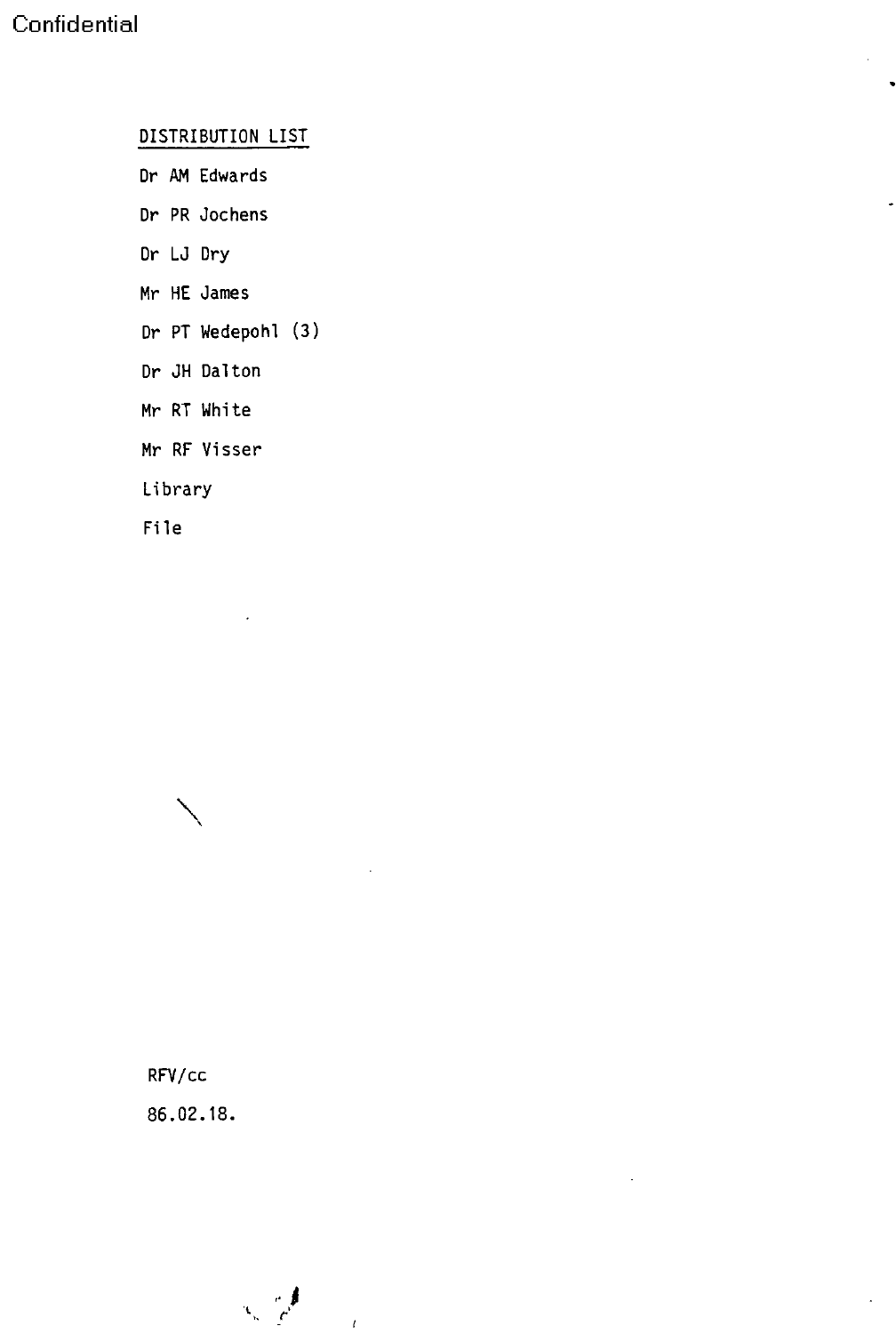Confidential

DISTRIBUTION LIST

Dr AM Edwards

Dr PR Jochens

Dr LJ Dry

Mr HE James

Dr PT Wedepohl (3)

Dr JH Dalton

Mr RT White

Mr RF Visser

Library

File

RFV/cc

86.02.18.